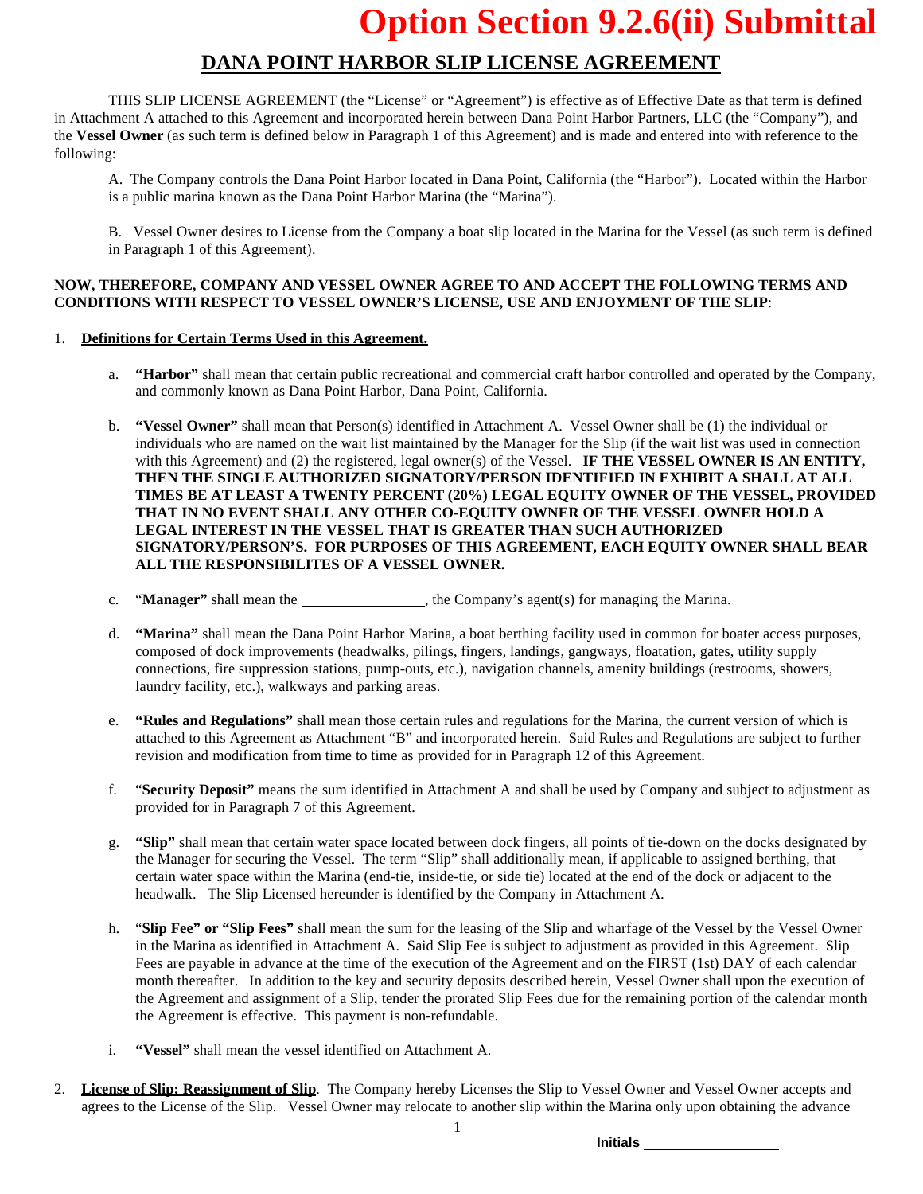# Option Section 9.2.6(ii) Submittal

## DANA POINT HARBOR SLIP LICENSE AGREEMENT

THIS SLIP LICENSE AGREEMENT (the "License" or "Agreement") is effective as of Effective Date as that term is defined in Attachment A attached to this Agreement and incorporated herein between Dana Point Harbor Partners, LLC (the "Company"), and the **Vessel Owner** (as such term is defined below in Paragraph 1 of this Agreement) and is made and entered into with reference to the following:

A. The Company controls the Dana Point Harbor located in Dana Point, California (the "Harbor"). Located within the Harbor is a public marina known as the Dana Point Harbor Marina (the "Marina").

B. Vessel Owner desires to License from the Company a boat slip located in the Marina for the Vessel (as such term is defined in Paragraph 1 of this Agreement).

**NOW, THEREFORE, COMPANY AND VESSEL OWNER AGREE TO AND ACCEPT THE FOLLOWING TERMS AND CONDITIONS WITH RESPECT TO VESSEL OWNER'S LICENSE, USE AND ENJOYMENT OF THE SLIP**:

1. **Definitions for Certain Terms Used in this Agreement.**

   a. **"Harbor"** shall mean that certain public recreational and commercial craft harbor controlled and operated by the Company, and commonly known as Dana Point Harbor, Dana Point, California.

   b. **"Vessel Owner"** shall mean that Person(s) identified in Attachment A. Vessel Owner shall be (1) the individual or individuals who are named on the wait list maintained by the Manager for the Slip (if the wait list was used in connection with this Agreement) and (2) the registered, legal owner(s) of the Vessel. **IF THE VESSEL OWNER IS AN ENTITY, THEN THE SINGLE AUTHORIZED SIGNATORY/PERSON IDENTIFIED IN EXHIBIT A SHALL AT ALL TIMES BE AT LEAST A TWENTY PERCENT (20%) LEGAL EQUITY OWNER OF THE VESSEL, PROVIDED THAT IN NO EVENT SHALL ANY OTHER CO-EQUITY OWNER OF THE VESSEL OWNER HOLD A LEGAL INTEREST IN THE VESSEL THAT IS GREATER THAN SUCH AUTHORIZED SIGNATORY/PERSON'S. FOR PURPOSES OF THIS AGREEMENT, EACH EQUITY OWNER SHALL BEAR ALL THE RESPONSIBILITES OF A VESSEL OWNER.**

   c. "**Manager"** shall mean the ________________, the Company's agent(s) for managing the Marina.

   d. **"Marina"** shall mean the Dana Point Harbor Marina, a boat berthing facility used in common for boater access purposes, composed of dock improvements (headwalks, pilings, fingers, landings, gangways, floatation, gates, utility supply connections, fire suppression stations, pump-outs, etc.), navigation channels, amenity buildings (restrooms, showers, laundry facility, etc.), walkways and parking areas.

   e. **"Rules and Regulations"** shall mean those certain rules and regulations for the Marina, the current version of which is attached to this Agreement as Attachment "B" and incorporated herein. Said Rules and Regulations are subject to further revision and modification from time to time as provided for in Paragraph 12 of this Agreement.

   f. "**Security Deposit"** means the sum identified in Attachment A and shall be used by Company and subject to adjustment as provided for in Paragraph 7 of this Agreement.

   g. **"Slip"** shall mean that certain water space located between dock fingers, all points of tie-down on the docks designated by the Manager for securing the Vessel. The term "Slip" shall additionally mean, if applicable to assigned berthing, that certain water space within the Marina (end-tie, inside-tie, or side tie) located at the end of the dock or adjacent to the headwalk. The Slip Licensed hereunder is identified by the Company in Attachment A.

   h. "**Slip Fee" or "Slip Fees"** shall mean the sum for the leasing of the Slip and wharfage of the Vessel by the Vessel Owner in the Marina as identified in Attachment A. Said Slip Fee is subject to adjustment as provided in this Agreement. Slip Fees are payable in advance at the time of the execution of the Agreement and on the FIRST (1st) DAY of each calendar month thereafter. In addition to the key and security deposits described herein, Vessel Owner shall upon the execution of the Agreement and assignment of a Slip, tender the prorated Slip Fees due for the remaining portion of the calendar month the Agreement is effective. This payment is non-refundable.

   i. **"Vessel"** shall mean the vessel identified on Attachment A.

2. **License of Slip; Reassignment of Slip**. The Company hereby Licenses the Slip to Vessel Owner and Vessel Owner accepts and agrees to the License of the Slip. Vessel Owner may relocate to another slip within the Marina only upon obtaining the advance

Initials ________________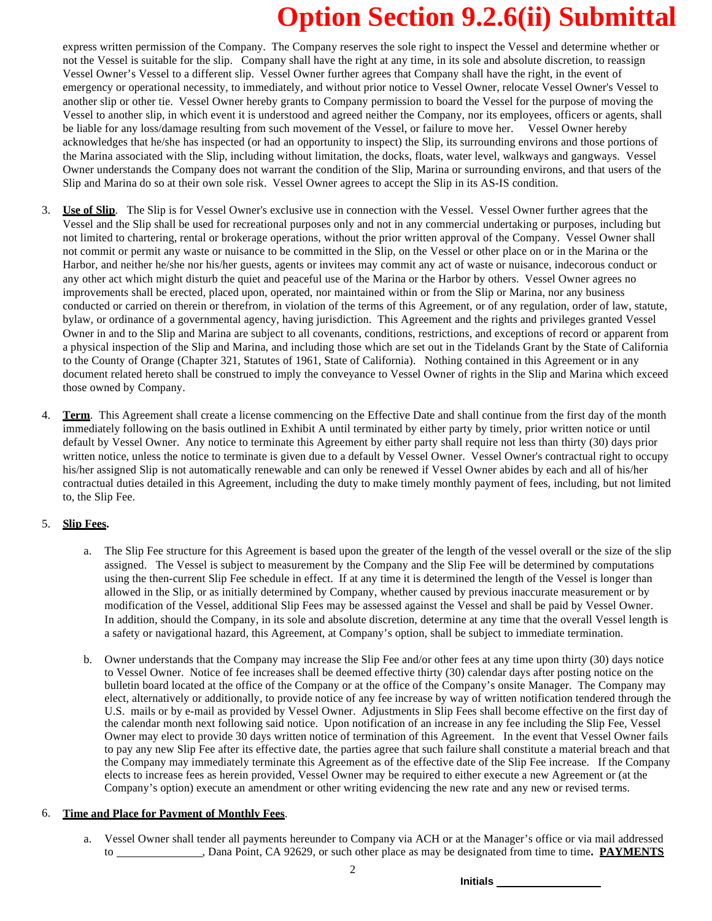# Option Section 9.2.6(ii) Submittal

express written permission of the Company. The Company reserves the sole right to inspect the Vessel and determine whether or not the Vessel is suitable for the slip. Company shall have the right at any time, in its sole and absolute discretion, to reassign Vessel Owner's Vessel to a different slip. Vessel Owner further agrees that Company shall have the right, in the event of emergency or operational necessity, to immediately, and without prior notice to Vessel Owner, relocate Vessel Owner's Vessel to another slip or other tie. Vessel Owner hereby grants to Company permission to board the Vessel for the purpose of moving the Vessel to another slip, in which event it is understood and agreed neither the Company, nor its employees, officers or agents, shall be liable for any loss/damage resulting from such movement of the Vessel, or failure to move her. Vessel Owner hereby acknowledges that he/she has inspected (or had an opportunity to inspect) the Slip, its surrounding environs and those portions of the Marina associated with the Slip, including without limitation, the docks, floats, water level, walkways and gangways. Vessel Owner understands the Company does not warrant the condition of the Slip, Marina or surrounding environs, and that users of the Slip and Marina do so at their own sole risk. Vessel Owner agrees to accept the Slip in its AS-IS condition.

3. **Use of Slip**. The Slip is for Vessel Owner's exclusive use in connection with the Vessel. Vessel Owner further agrees that the Vessel and the Slip shall be used for recreational purposes only and not in any commercial undertaking or purposes, including but not limited to chartering, rental or brokerage operations, without the prior written approval of the Company. Vessel Owner shall not commit or permit any waste or nuisance to be committed in the Slip, on the Vessel or other place on or in the Marina or the Harbor, and neither he/she nor his/her guests, agents or invitees may commit any act of waste or nuisance, indecorous conduct or any other act which might disturb the quiet and peaceful use of the Marina or the Harbor by others. Vessel Owner agrees no improvements shall be erected, placed upon, operated, nor maintained within or from the Slip or Marina, nor any business conducted or carried on therein or therefrom, in violation of the terms of this Agreement, or of any regulation, order of law, statute, bylaw, or ordinance of a governmental agency, having jurisdiction. This Agreement and the rights and privileges granted Vessel Owner in and to the Slip and Marina are subject to all covenants, conditions, restrictions, and exceptions of record or apparent from a physical inspection of the Slip and Marina, and including those which are set out in the Tidelands Grant by the State of California to the County of Orange (Chapter 321, Statutes of 1961, State of California). Nothing contained in this Agreement or in any document related hereto shall be construed to imply the conveyance to Vessel Owner of rights in the Slip and Marina which exceed those owned by Company.

4. **Term**. This Agreement shall create a license commencing on the Effective Date and shall continue from the first day of the month immediately following on the basis outlined in Exhibit A until terminated by either party by timely, prior written notice or until default by Vessel Owner. Any notice to terminate this Agreement by either party shall require not less than thirty (30) days prior written notice, unless the notice to terminate is given due to a default by Vessel Owner. Vessel Owner's contractual right to occupy his/her assigned Slip is not automatically renewable and can only be renewed if Vessel Owner abides by each and all of his/her contractual duties detailed in this Agreement, including the duty to make timely monthly payment of fees, including, but not limited to, the Slip Fee.

5. **Slip Fees.**

   a. The Slip Fee structure for this Agreement is based upon the greater of the length of the vessel overall or the size of the slip assigned. The Vessel is subject to measurement by the Company and the Slip Fee will be determined by computations using the then-current Slip Fee schedule in effect. If at any time it is determined the length of the Vessel is longer than allowed in the Slip, or as initially determined by Company, whether caused by previous inaccurate measurement or by modification of the Vessel, additional Slip Fees may be assessed against the Vessel and shall be paid by Vessel Owner. In addition, should the Company, in its sole and absolute discretion, determine at any time that the overall Vessel length is a safety or navigational hazard, this Agreement, at Company's option, shall be subject to immediate termination.

   b. Owner understands that the Company may increase the Slip Fee and/or other fees at any time upon thirty (30) days notice to Vessel Owner. Notice of fee increases shall be deemed effective thirty (30) calendar days after posting notice on the bulletin board located at the office of the Company or at the office of the Company's onsite Manager. The Company may elect, alternatively or additionally, to provide notice of any fee increase by way of written notification tendered through the U.S. mails or by e-mail as provided by Vessel Owner. Adjustments in Slip Fees shall become effective on the first day of the calendar month next following said notice. Upon notification of an increase in any fee including the Slip Fee, Vessel Owner may elect to provide 30 days written notice of termination of this Agreement. In the event that Vessel Owner fails to pay any new Slip Fee after its effective date, the parties agree that such failure shall constitute a material breach and that the Company may immediately terminate this Agreement as of the effective date of the Slip Fee increase. If the Company elects to increase fees as herein provided, Vessel Owner may be required to either execute a new Agreement or (at the Company's option) execute an amendment or other writing evidencing the new rate and any new or revised terms.

6. **Time and Place for Payment of Monthly Fees**.

   a. Vessel Owner shall tender all payments hereunder to Company via ACH or at the Manager's office or via mail addressed to ______________, Dana Point, CA 92629, or such other place as may be designated from time to time**. PAYMENTS**

Initials ________________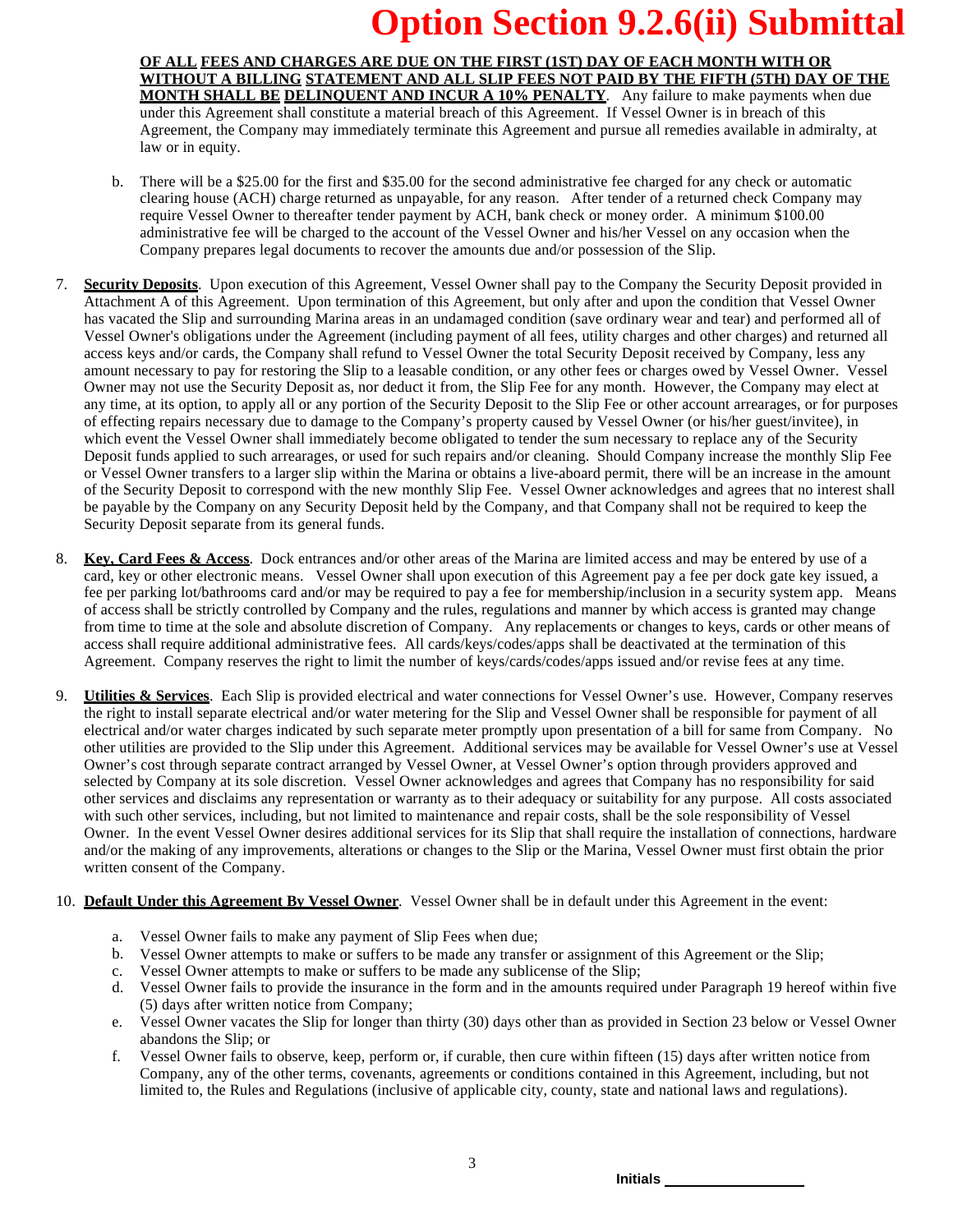# Option Section 9.2.6(ii) Submittal

**OF ALL FEES AND CHARGES ARE DUE ON THE FIRST (1ST) DAY OF EACH MONTH WITH OR WITHOUT A BILLING STATEMENT AND ALL SLIP FEES NOT PAID BY THE FIFTH (5TH) DAY OF THE MONTH SHALL BE DELINQUENT AND INCUR A 10% PENALTY**. Any failure to make payments when due under this Agreement shall constitute a material breach of this Agreement. If Vessel Owner is in breach of this Agreement, the Company may immediately terminate this Agreement and pursue all remedies available in admiralty, at law or in equity.

b. There will be a $25.00 for the first and $35.00 for the second administrative fee charged for any check or automatic clearing house (ACH) charge returned as unpayable, for any reason. After tender of a returned check Company may require Vessel Owner to thereafter tender payment by ACH, bank check or money order. A minimum $100.00 administrative fee will be charged to the account of the Vessel Owner and his/her Vessel on any occasion when the Company prepares legal documents to recover the amounts due and/or possession of the Slip.

7. **Security Deposits**. Upon execution of this Agreement, Vessel Owner shall pay to the Company the Security Deposit provided in Attachment A of this Agreement. Upon termination of this Agreement, but only after and upon the condition that Vessel Owner has vacated the Slip and surrounding Marina areas in an undamaged condition (save ordinary wear and tear) and performed all of Vessel Owner's obligations under the Agreement (including payment of all fees, utility charges and other charges) and returned all access keys and/or cards, the Company shall refund to Vessel Owner the total Security Deposit received by Company, less any amount necessary to pay for restoring the Slip to a leasable condition, or any other fees or charges owed by Vessel Owner. Vessel Owner may not use the Security Deposit as, nor deduct it from, the Slip Fee for any month. However, the Company may elect at any time, at its option, to apply all or any portion of the Security Deposit to the Slip Fee or other account arrearages, or for purposes of effecting repairs necessary due to damage to the Company's property caused by Vessel Owner (or his/her guest/invitee), in which event the Vessel Owner shall immediately become obligated to tender the sum necessary to replace any of the Security Deposit funds applied to such arrearages, or used for such repairs and/or cleaning. Should Company increase the monthly Slip Fee or Vessel Owner transfers to a larger slip within the Marina or obtains a live-aboard permit, there will be an increase in the amount of the Security Deposit to correspond with the new monthly Slip Fee. Vessel Owner acknowledges and agrees that no interest shall be payable by the Company on any Security Deposit held by the Company, and that Company shall not be required to keep the Security Deposit separate from its general funds.

8. **Key, Card Fees & Access**. Dock entrances and/or other areas of the Marina are limited access and may be entered by use of a card, key or other electronic means. Vessel Owner shall upon execution of this Agreement pay a fee per dock gate key issued, a fee per parking lot/bathrooms card and/or may be required to pay a fee for membership/inclusion in a security system app. Means of access shall be strictly controlled by Company and the rules, regulations and manner by which access is granted may change from time to time at the sole and absolute discretion of Company. Any replacements or changes to keys, cards or other means of access shall require additional administrative fees. All cards/keys/codes/apps shall be deactivated at the termination of this Agreement. Company reserves the right to limit the number of keys/cards/codes/apps issued and/or revise fees at any time.

9. **Utilities & Services**. Each Slip is provided electrical and water connections for Vessel Owner's use. However, Company reserves the right to install separate electrical and/or water metering for the Slip and Vessel Owner shall be responsible for payment of all electrical and/or water charges indicated by such separate meter promptly upon presentation of a bill for same from Company. No other utilities are provided to the Slip under this Agreement. Additional services may be available for Vessel Owner's use at Vessel Owner's cost through separate contract arranged by Vessel Owner, at Vessel Owner's option through providers approved and selected by Company at its sole discretion. Vessel Owner acknowledges and agrees that Company has no responsibility for said other services and disclaims any representation or warranty as to their adequacy or suitability for any purpose. All costs associated with such other services, including, but not limited to maintenance and repair costs, shall be the sole responsibility of Vessel Owner. In the event Vessel Owner desires additional services for its Slip that shall require the installation of connections, hardware and/or the making of any improvements, alterations or changes to the Slip or the Marina, Vessel Owner must first obtain the prior written consent of the Company.

10. **Default Under this Agreement By Vessel Owner**. Vessel Owner shall be in default under this Agreement in the event:

    a. Vessel Owner fails to make any payment of Slip Fees when due;
    b. Vessel Owner attempts to make or suffers to be made any transfer or assignment of this Agreement or the Slip;
    c. Vessel Owner attempts to make or suffers to be made any sublicense of the Slip;
    d. Vessel Owner fails to provide the insurance in the form and in the amounts required under Paragraph 19 hereof within five (5) days after written notice from Company;
    e. Vessel Owner vacates the Slip for longer than thirty (30) days other than as provided in Section 23 below or Vessel Owner abandons the Slip; or
    f. Vessel Owner fails to observe, keep, perform or, if curable, then cure within fifteen (15) days after written notice from Company, any of the other terms, covenants, agreements or conditions contained in this Agreement, including, but not limited to, the Rules and Regulations (inclusive of applicable city, county, state and national laws and regulations).

Initials ________________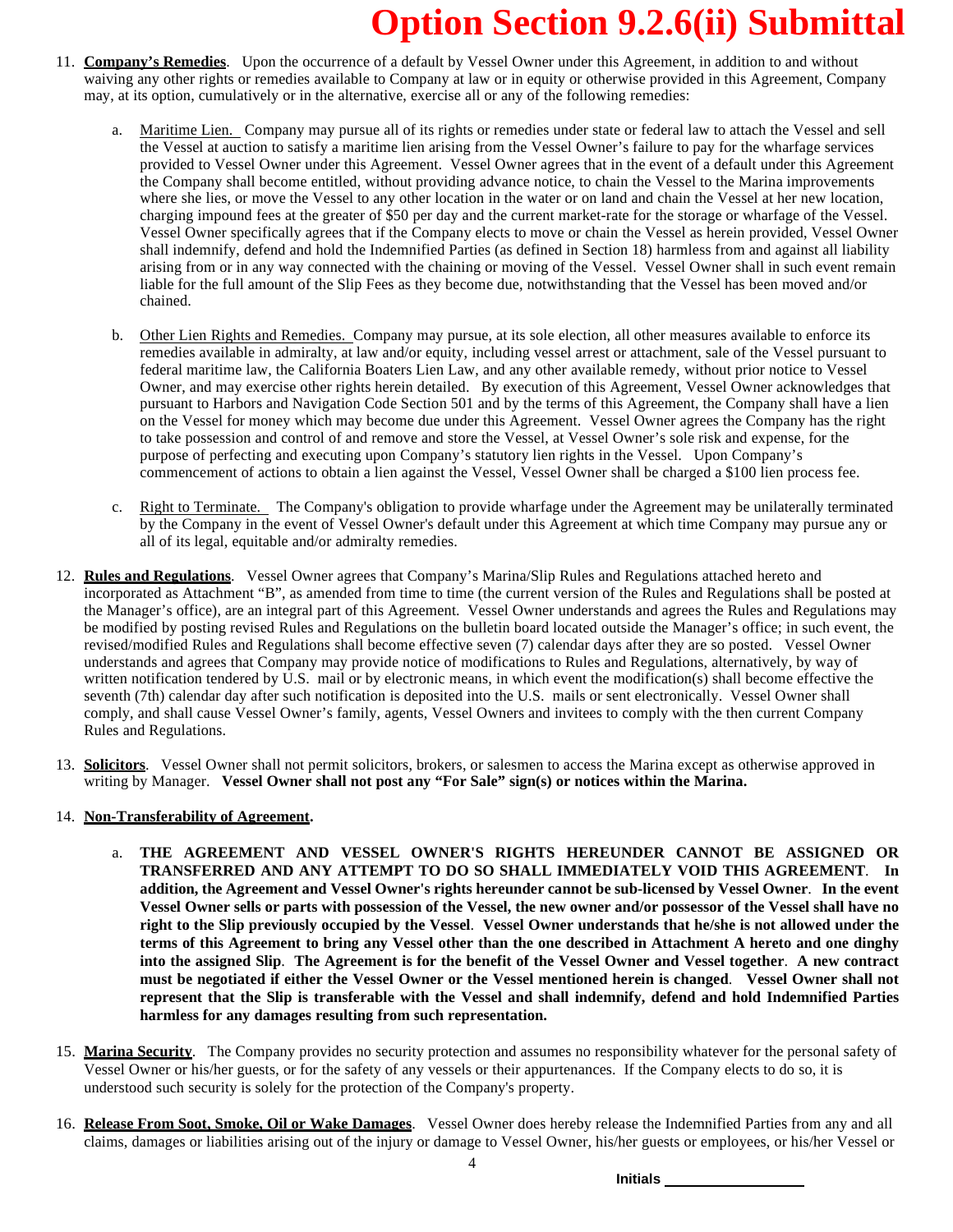# Option Section 9.2.6(ii) Submittal

11. **Company's Remedies**. Upon the occurrence of a default by Vessel Owner under this Agreement, in addition to and without waiving any other rights or remedies available to Company at law or in equity or otherwise provided in this Agreement, Company may, at its option, cumulatively or in the alternative, exercise all or any of the following remedies:

    a. Maritime Lien. Company may pursue all of its rights or remedies under state or federal law to attach the Vessel and sell the Vessel at auction to satisfy a maritime lien arising from the Vessel Owner's failure to pay for the wharfage services provided to Vessel Owner under this Agreement. Vessel Owner agrees that in the event of a default under this Agreement the Company shall become entitled, without providing advance notice, to chain the Vessel to the Marina improvements where she lies, or move the Vessel to any other location in the water or on land and chain the Vessel at her new location, charging impound fees at the greater of $50 per day and the current market-rate for the storage or wharfage of the Vessel. Vessel Owner specifically agrees that if the Company elects to move or chain the Vessel as herein provided, Vessel Owner shall indemnify, defend and hold the Indemnified Parties (as defined in Section 18) harmless from and against all liability arising from or in any way connected with the chaining or moving of the Vessel. Vessel Owner shall in such event remain liable for the full amount of the Slip Fees as they become due, notwithstanding that the Vessel has been moved and/or chained.

    b. Other Lien Rights and Remedies. Company may pursue, at its sole election, all other measures available to enforce its remedies available in admiralty, at law and/or equity, including vessel arrest or attachment, sale of the Vessel pursuant to federal maritime law, the California Boaters Lien Law, and any other available remedy, without prior notice to Vessel Owner, and may exercise other rights herein detailed. By execution of this Agreement, Vessel Owner acknowledges that pursuant to Harbors and Navigation Code Section 501 and by the terms of this Agreement, the Company shall have a lien on the Vessel for money which may become due under this Agreement. Vessel Owner agrees the Company has the right to take possession and control of and remove and store the Vessel, at Vessel Owner's sole risk and expense, for the purpose of perfecting and executing upon Company's statutory lien rights in the Vessel. Upon Company's commencement of actions to obtain a lien against the Vessel, Vessel Owner shall be charged a $100 lien process fee.

    c. Right to Terminate. The Company's obligation to provide wharfage under the Agreement may be unilaterally terminated by the Company in the event of Vessel Owner's default under this Agreement at which time Company may pursue any or all of its legal, equitable and/or admiralty remedies.

12. **Rules and Regulations**. Vessel Owner agrees that Company's Marina/Slip Rules and Regulations attached hereto and incorporated as Attachment "B", as amended from time to time (the current version of the Rules and Regulations shall be posted at the Manager's office), are an integral part of this Agreement. Vessel Owner understands and agrees the Rules and Regulations may be modified by posting revised Rules and Regulations on the bulletin board located outside the Manager's office; in such event, the revised/modified Rules and Regulations shall become effective seven (7) calendar days after they are so posted. Vessel Owner understands and agrees that Company may provide notice of modifications to Rules and Regulations, alternatively, by way of written notification tendered by U.S. mail or by electronic means, in which event the modification(s) shall become effective the seventh (7th) calendar day after such notification is deposited into the U.S. mails or sent electronically. Vessel Owner shall comply, and shall cause Vessel Owner's family, agents, Vessel Owners and invitees to comply with the then current Company Rules and Regulations.

13. **Solicitors**. Vessel Owner shall not permit solicitors, brokers, or salesmen to access the Marina except as otherwise approved in writing by Manager. **Vessel Owner shall not post any "For Sale" sign(s) or notices within the Marina.**

14. **Non-Transferability of Agreement.**

    a. **THE AGREEMENT AND VESSEL OWNER'S RIGHTS HEREUNDER CANNOT BE ASSIGNED OR TRANSFERRED AND ANY ATTEMPT TO DO SO SHALL IMMEDIATELY VOID THIS AGREEMENT. In addition, the Agreement and Vessel Owner's rights hereunder cannot be sub-licensed by Vessel Owner. In the event Vessel Owner sells or parts with possession of the Vessel, the new owner and/or possessor of the Vessel shall have no right to the Slip previously occupied by the Vessel. Vessel Owner understands that he/she is not allowed under the terms of this Agreement to bring any Vessel other than the one described in Attachment A hereto and one dinghy into the assigned Slip. The Agreement is for the benefit of the Vessel Owner and Vessel together. A new contract must be negotiated if either the Vessel Owner or the Vessel mentioned herein is changed. Vessel Owner shall not represent that the Slip is transferable with the Vessel and shall indemnify, defend and hold Indemnified Parties harmless for any damages resulting from such representation.**

15. **Marina Security**. The Company provides no security protection and assumes no responsibility whatever for the personal safety of Vessel Owner or his/her guests, or for the safety of any vessels or their appurtenances. If the Company elects to do so, it is understood such security is solely for the protection of the Company's property.

16. **Release From Soot, Smoke, Oil or Wake Damages**. Vessel Owner does hereby release the Indemnified Parties from any and all claims, damages or liabilities arising out of the injury or damage to Vessel Owner, his/her guests or employees, or his/her Vessel or

Initials ________________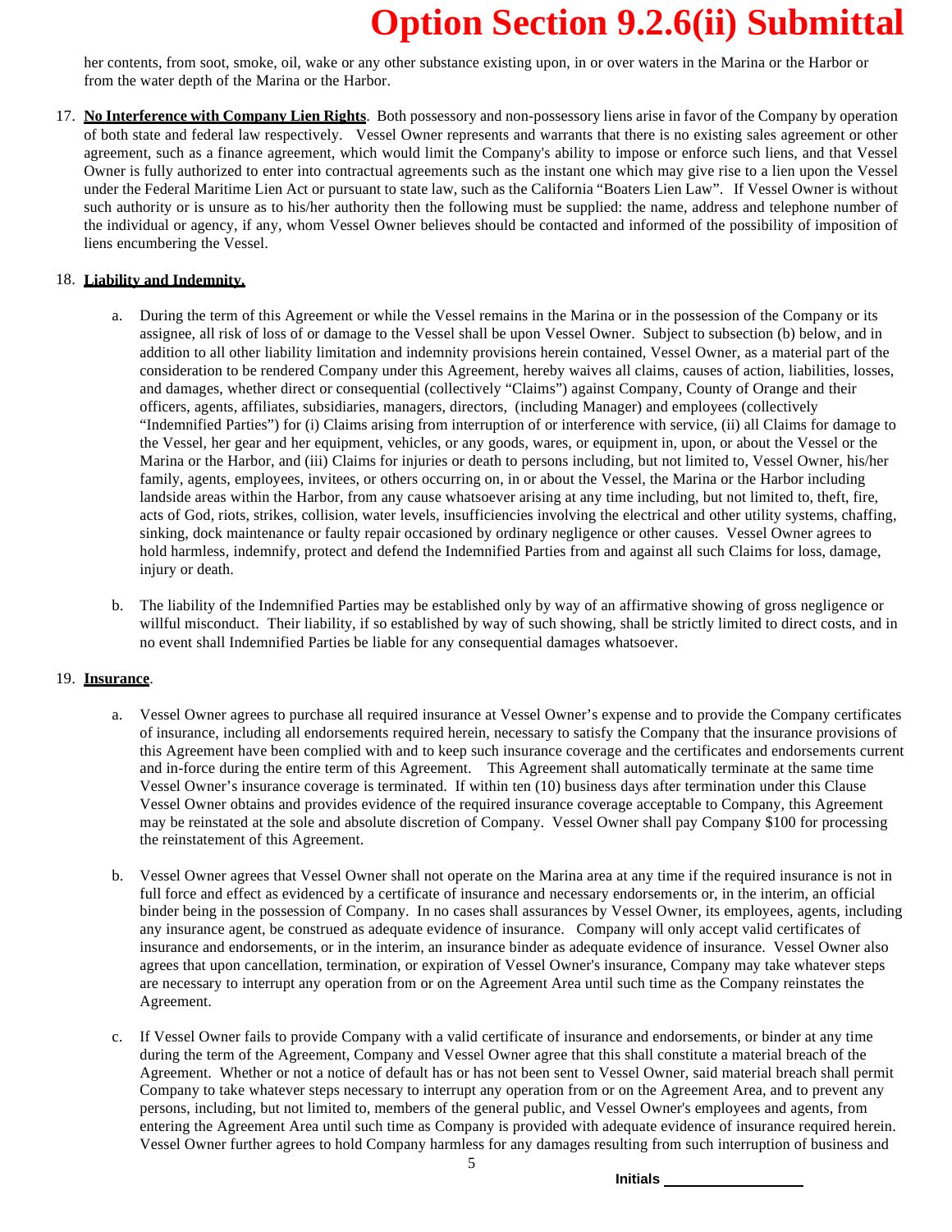her contents, from soot, smoke, oil, wake or any other substance existing upon, in or over waters in the Marina or the Harbor or from the water depth of the Marina or the Harbor.

17. **No Interference with Company Lien Rights**. Both possessory and non-possessory liens arise in favor of the Company by operation of both state and federal law respectively. Vessel Owner represents and warrants that there is no existing sales agreement or other agreement, such as a finance agreement, which would limit the Company's ability to impose or enforce such liens, and that Vessel Owner is fully authorized to enter into contractual agreements such as the instant one which may give rise to a lien upon the Vessel under the Federal Maritime Lien Act or pursuant to state law, such as the California "Boaters Lien Law". If Vessel Owner is without such authority or is unsure as to his/her authority then the following must be supplied: the name, address and telephone number of the individual or agency, if any, whom Vessel Owner believes should be contacted and informed of the possibility of imposition of liens encumbering the Vessel.

18. **Liability and Indemnity.**

    a. During the term of this Agreement or while the Vessel remains in the Marina or in the possession of the Company or its assignee, all risk of loss of or damage to the Vessel shall be upon Vessel Owner. Subject to subsection (b) below, and in addition to all other liability limitation and indemnity provisions herein contained, Vessel Owner, as a material part of the consideration to be rendered Company under this Agreement, hereby waives all claims, causes of action, liabilities, losses, and damages, whether direct or consequential (collectively "Claims") against Company, County of Orange and their officers, agents, affiliates, subsidiaries, managers, directors, (including Manager) and employees (collectively "Indemnified Parties") for (i) Claims arising from interruption of or interference with service, (ii) all Claims for damage to the Vessel, her gear and her equipment, vehicles, or any goods, wares, or equipment in, upon, or about the Vessel or the Marina or the Harbor, and (iii) Claims for injuries or death to persons including, but not limited to, Vessel Owner, his/her family, agents, employees, invitees, or others occurring on, in or about the Vessel, the Marina or the Harbor including landside areas within the Harbor, from any cause whatsoever arising at any time including, but not limited to, theft, fire, acts of God, riots, strikes, collision, water levels, insufficiencies involving the electrical and other utility systems, chaffing, sinking, dock maintenance or faulty repair occasioned by ordinary negligence or other causes. Vessel Owner agrees to hold harmless, indemnify, protect and defend the Indemnified Parties from and against all such Claims for loss, damage, injury or death.

    b. The liability of the Indemnified Parties may be established only by way of an affirmative showing of gross negligence or willful misconduct. Their liability, if so established by way of such showing, shall be strictly limited to direct costs, and in no event shall Indemnified Parties be liable for any consequential damages whatsoever.

19. **Insurance**.

    a. Vessel Owner agrees to purchase all required insurance at Vessel Owner's expense and to provide the Company certificates of insurance, including all endorsements required herein, necessary to satisfy the Company that the insurance provisions of this Agreement have been complied with and to keep such insurance coverage and the certificates and endorsements current and in-force during the entire term of this Agreement. This Agreement shall automatically terminate at the same time Vessel Owner's insurance coverage is terminated. If within ten (10) business days after termination under this Clause Vessel Owner obtains and provides evidence of the required insurance coverage acceptable to Company, this Agreement may be reinstated at the sole and absolute discretion of Company. Vessel Owner shall pay Company $100 for processing the reinstatement of this Agreement.

    b. Vessel Owner agrees that Vessel Owner shall not operate on the Marina area at any time if the required insurance is not in full force and effect as evidenced by a certificate of insurance and necessary endorsements or, in the interim, an official binder being in the possession of Company. In no cases shall assurances by Vessel Owner, its employees, agents, including any insurance agent, be construed as adequate evidence of insurance. Company will only accept valid certificates of insurance and endorsements, or in the interim, an insurance binder as adequate evidence of insurance. Vessel Owner also agrees that upon cancellation, termination, or expiration of Vessel Owner's insurance, Company may take whatever steps are necessary to interrupt any operation from or on the Agreement Area until such time as the Company reinstates the Agreement.

    c. If Vessel Owner fails to provide Company with a valid certificate of insurance and endorsements, or binder at any time during the term of the Agreement, Company and Vessel Owner agree that this shall constitute a material breach of the Agreement. Whether or not a notice of default has or has not been sent to Vessel Owner, said material breach shall permit Company to take whatever steps necessary to interrupt any operation from or on the Agreement Area, and to prevent any persons, including, but not limited to, members of the general public, and Vessel Owner's employees and agents, from entering the Agreement Area until such time as Company is provided with adequate evidence of insurance required herein. Vessel Owner further agrees to hold Company harmless for any damages resulting from such interruption of business and

Initials __________________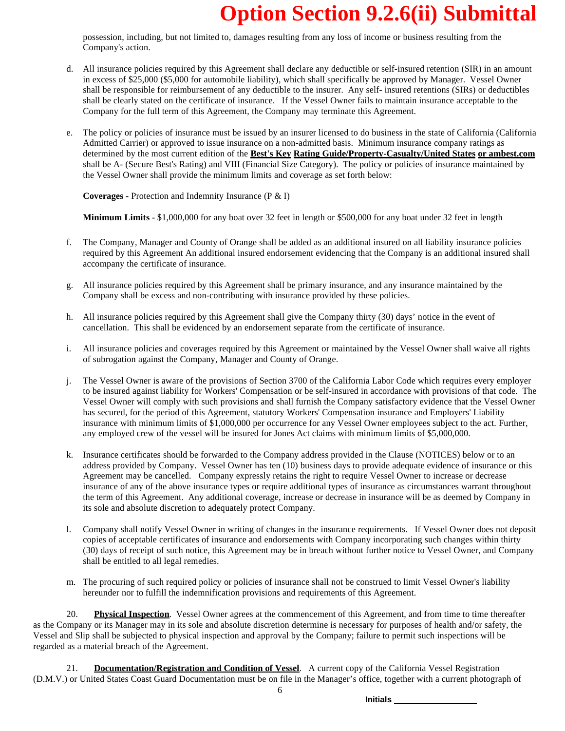# Option Section 9.2.6(ii) Submittal

possession, including, but not limited to, damages resulting from any loss of income or business resulting from the Company's action.

d. All insurance policies required by this Agreement shall declare any deductible or self-insured retention (SIR) in an amount in excess of $25,000 ($5,000 for automobile liability), which shall specifically be approved by Manager. Vessel Owner shall be responsible for reimbursement of any deductible to the insurer. Any self- insured retentions (SIRs) or deductibles shall be clearly stated on the certificate of insurance. If the Vessel Owner fails to maintain insurance acceptable to the Company for the full term of this Agreement, the Company may terminate this Agreement.

e. The policy or policies of insurance must be issued by an insurer licensed to do business in the state of California (California Admitted Carrier) or approved to issue insurance on a non-admitted basis. Minimum insurance company ratings as determined by the most current edition of the **Best's Key Rating Guide/Property-Casualty/United States or ambest.com** shall be A- (Secure Best's Rating) and VIII (Financial Size Category). The policy or policies of insurance maintained by the Vessel Owner shall provide the minimum limits and coverage as set forth below:

   **Coverages -** Protection and Indemnity Insurance (P & I)

   **Minimum Limits -** $1,000,000 for any boat over 32 feet in length or $500,000 for any boat under 32 feet in length

f. The Company, Manager and County of Orange shall be added as an additional insured on all liability insurance policies required by this Agreement An additional insured endorsement evidencing that the Company is an additional insured shall accompany the certificate of insurance.

g. All insurance policies required by this Agreement shall be primary insurance, and any insurance maintained by the Company shall be excess and non-contributing with insurance provided by these policies.

h. All insurance policies required by this Agreement shall give the Company thirty (30) days' notice in the event of cancellation. This shall be evidenced by an endorsement separate from the certificate of insurance.

i. All insurance policies and coverages required by this Agreement or maintained by the Vessel Owner shall waive all rights of subrogation against the Company, Manager and County of Orange.

j. The Vessel Owner is aware of the provisions of Section 3700 of the California Labor Code which requires every employer to be insured against liability for Workers' Compensation or be self-insured in accordance with provisions of that code. The Vessel Owner will comply with such provisions and shall furnish the Company satisfactory evidence that the Vessel Owner has secured, for the period of this Agreement, statutory Workers' Compensation insurance and Employers' Liability insurance with minimum limits of $1,000,000 per occurrence for any Vessel Owner employees subject to the act. Further, any employed crew of the vessel will be insured for Jones Act claims with minimum limits of $5,000,000.

k. Insurance certificates should be forwarded to the Company address provided in the Clause (NOTICES) below or to an address provided by Company. Vessel Owner has ten (10) business days to provide adequate evidence of insurance or this Agreement may be cancelled. Company expressly retains the right to require Vessel Owner to increase or decrease insurance of any of the above insurance types or require additional types of insurance as circumstances warrant throughout the term of this Agreement. Any additional coverage, increase or decrease in insurance will be as deemed by Company in its sole and absolute discretion to adequately protect Company.

l. Company shall notify Vessel Owner in writing of changes in the insurance requirements. If Vessel Owner does not deposit copies of acceptable certificates of insurance and endorsements with Company incorporating such changes within thirty (30) days of receipt of such notice, this Agreement may be in breach without further notice to Vessel Owner, and Company shall be entitled to all legal remedies.

m. The procuring of such required policy or policies of insurance shall not be construed to limit Vessel Owner's liability hereunder nor to fulfill the indemnification provisions and requirements of this Agreement.

20. **Physical Inspection**. Vessel Owner agrees at the commencement of this Agreement, and from time to time thereafter as the Company or its Manager may in its sole and absolute discretion determine is necessary for purposes of health and/or safety, the Vessel and Slip shall be subjected to physical inspection and approval by the Company; failure to permit such inspections will be regarded as a material breach of the Agreement.

21. **Documentation/Registration and Condition of Vessel**. A current copy of the California Vessel Registration (D.M.V.) or United States Coast Guard Documentation must be on file in the Manager's office, together with a current photograph of

Initials ______________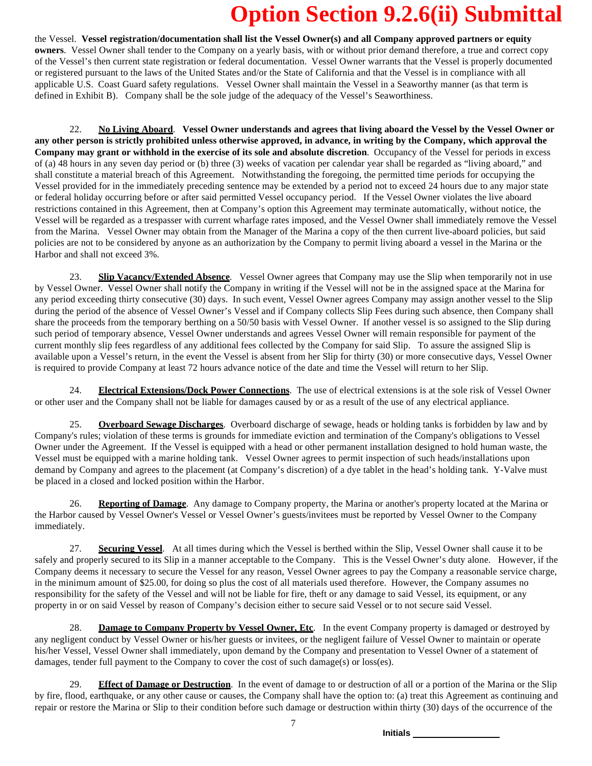# Option Section 9.2.6(ii) Submittal

the Vessel. **Vessel registration/documentation shall list the Vessel Owner(s) and all Company approved partners or equity owners**. Vessel Owner shall tender to the Company on a yearly basis, with or without prior demand therefore, a true and correct copy of the Vessel's then current state registration or federal documentation. Vessel Owner warrants that the Vessel is properly documented or registered pursuant to the laws of the United States and/or the State of California and that the Vessel is in compliance with all applicable U.S. Coast Guard safety regulations. Vessel Owner shall maintain the Vessel in a Seaworthy manner (as that term is defined in Exhibit B). Company shall be the sole judge of the adequacy of the Vessel's Seaworthiness.

22. **No Living Aboard**. **Vessel Owner understands and agrees that living aboard the Vessel by the Vessel Owner or any other person is strictly prohibited unless otherwise approved, in advance, in writing by the Company, which approval the Company may grant or withhold in the exercise of its sole and absolute discretion**. Occupancy of the Vessel for periods in excess of (a) 48 hours in any seven day period or (b) three (3) weeks of vacation per calendar year shall be regarded as "living aboard," and shall constitute a material breach of this Agreement. Notwithstanding the foregoing, the permitted time periods for occupying the Vessel provided for in the immediately preceding sentence may be extended by a period not to exceed 24 hours due to any major state or federal holiday occurring before or after said permitted Vessel occupancy period. If the Vessel Owner violates the live aboard restrictions contained in this Agreement, then at Company's option this Agreement may terminate automatically, without notice, the Vessel will be regarded as a trespasser with current wharfage rates imposed, and the Vessel Owner shall immediately remove the Vessel from the Marina. Vessel Owner may obtain from the Manager of the Marina a copy of the then current live-aboard policies, but said policies are not to be considered by anyone as an authorization by the Company to permit living aboard a vessel in the Marina or the Harbor and shall not exceed 3%.

23. **Slip Vacancy/Extended Absence**. Vessel Owner agrees that Company may use the Slip when temporarily not in use by Vessel Owner. Vessel Owner shall notify the Company in writing if the Vessel will not be in the assigned space at the Marina for any period exceeding thirty consecutive (30) days. In such event, Vessel Owner agrees Company may assign another vessel to the Slip during the period of the absence of Vessel Owner's Vessel and if Company collects Slip Fees during such absence, then Company shall share the proceeds from the temporary berthing on a 50/50 basis with Vessel Owner. If another vessel is so assigned to the Slip during such period of temporary absence, Vessel Owner understands and agrees Vessel Owner will remain responsible for payment of the current monthly slip fees regardless of any additional fees collected by the Company for said Slip. To assure the assigned Slip is available upon a Vessel's return, in the event the Vessel is absent from her Slip for thirty (30) or more consecutive days, Vessel Owner is required to provide Company at least 72 hours advance notice of the date and time the Vessel will return to her Slip.

24. **Electrical Extensions/Dock Power Connections**. The use of electrical extensions is at the sole risk of Vessel Owner or other user and the Company shall not be liable for damages caused by or as a result of the use of any electrical appliance.

25. **Overboard Sewage Discharges**. Overboard discharge of sewage, heads or holding tanks is forbidden by law and by Company's rules; violation of these terms is grounds for immediate eviction and termination of the Company's obligations to Vessel Owner under the Agreement. If the Vessel is equipped with a head or other permanent installation designed to hold human waste, the Vessel must be equipped with a marine holding tank. Vessel Owner agrees to permit inspection of such heads/installations upon demand by Company and agrees to the placement (at Company's discretion) of a dye tablet in the head's holding tank. Y-Valve must be placed in a closed and locked position within the Harbor.

26. **Reporting of Damage**. Any damage to Company property, the Marina or another's property located at the Marina or the Harbor caused by Vessel Owner's Vessel or Vessel Owner's guests/invitees must be reported by Vessel Owner to the Company immediately.

27. **Securing Vessel**. At all times during which the Vessel is berthed within the Slip, Vessel Owner shall cause it to be safely and properly secured to its Slip in a manner acceptable to the Company. This is the Vessel Owner's duty alone. However, if the Company deems it necessary to secure the Vessel for any reason, Vessel Owner agrees to pay the Company a reasonable service charge, in the minimum amount of $25.00, for doing so plus the cost of all materials used therefore. However, the Company assumes no responsibility for the safety of the Vessel and will not be liable for fire, theft or any damage to said Vessel, its equipment, or any property in or on said Vessel by reason of Company's decision either to secure said Vessel or to not secure said Vessel.

28. **Damage to Company Property by Vessel Owner, Etc**. In the event Company property is damaged or destroyed by any negligent conduct by Vessel Owner or his/her guests or invitees, or the negligent failure of Vessel Owner to maintain or operate his/her Vessel, Vessel Owner shall immediately, upon demand by the Company and presentation to Vessel Owner of a statement of damages, tender full payment to the Company to cover the cost of such damage(s) or loss(es).

29. **Effect of Damage or Destruction**. In the event of damage to or destruction of all or a portion of the Marina or the Slip by fire, flood, earthquake, or any other cause or causes, the Company shall have the option to: (a) treat this Agreement as continuing and repair or restore the Marina or Slip to their condition before such damage or destruction within thirty (30) days of the occurrence of the

Initials ________________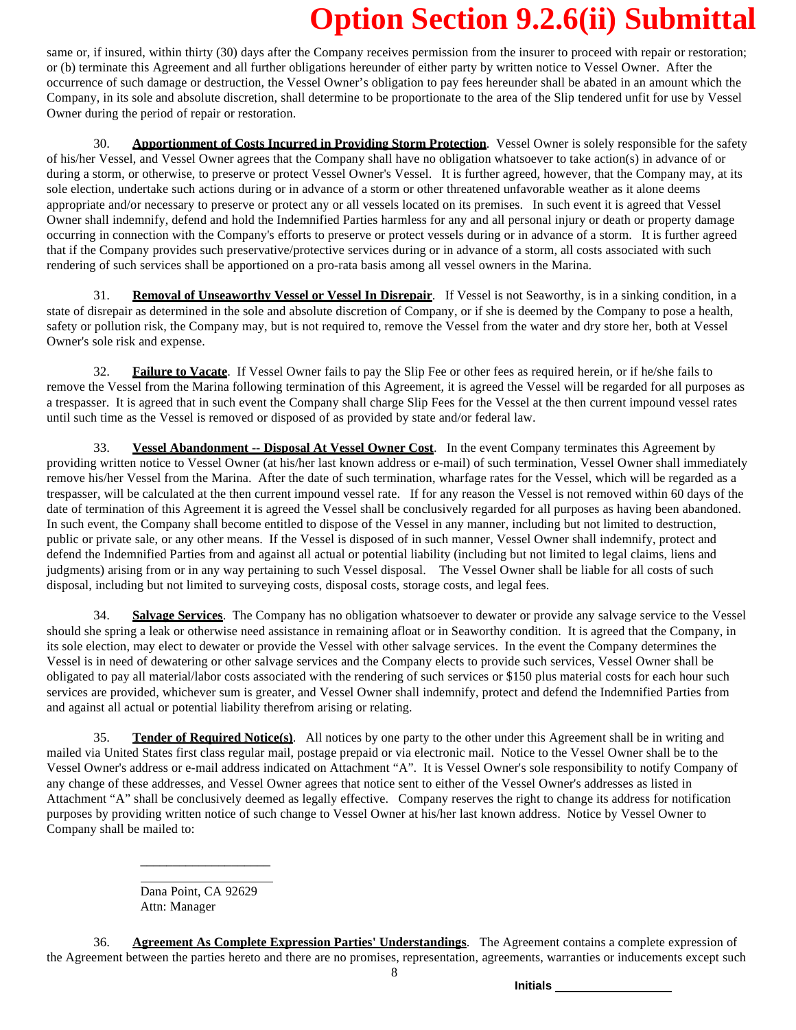same or, if insured, within thirty (30) days after the Company receives permission from the insurer to proceed with repair or restoration; or (b) terminate this Agreement and all further obligations hereunder of either party by written notice to Vessel Owner. After the occurrence of such damage or destruction, the Vessel Owner's obligation to pay fees hereunder shall be abated in an amount which the Company, in its sole and absolute discretion, shall determine to be proportionate to the area of the Slip tendered unfit for use by Vessel Owner during the period of repair or restoration.

30. **Apportionment of Costs Incurred in Providing Storm Protection**. Vessel Owner is solely responsible for the safety of his/her Vessel, and Vessel Owner agrees that the Company shall have no obligation whatsoever to take action(s) in advance of or during a storm, or otherwise, to preserve or protect Vessel Owner's Vessel. It is further agreed, however, that the Company may, at its sole election, undertake such actions during or in advance of a storm or other threatened unfavorable weather as it alone deems appropriate and/or necessary to preserve or protect any or all vessels located on its premises. In such event it is agreed that Vessel Owner shall indemnify, defend and hold the Indemnified Parties harmless for any and all personal injury or death or property damage occurring in connection with the Company's efforts to preserve or protect vessels during or in advance of a storm. It is further agreed that if the Company provides such preservative/protective services during or in advance of a storm, all costs associated with such rendering of such services shall be apportioned on a pro-rata basis among all vessel owners in the Marina.

31. **Removal of Unseaworthy Vessel or Vessel In Disrepair**. If Vessel is not Seaworthy, is in a sinking condition, in a state of disrepair as determined in the sole and absolute discretion of Company, or if she is deemed by the Company to pose a health, safety or pollution risk, the Company may, but is not required to, remove the Vessel from the water and dry store her, both at Vessel Owner's sole risk and expense.

32. **Failure to Vacate**. If Vessel Owner fails to pay the Slip Fee or other fees as required herein, or if he/she fails to remove the Vessel from the Marina following termination of this Agreement, it is agreed the Vessel will be regarded for all purposes as a trespasser. It is agreed that in such event the Company shall charge Slip Fees for the Vessel at the then current impound vessel rates until such time as the Vessel is removed or disposed of as provided by state and/or federal law.

33. **Vessel Abandonment -- Disposal At Vessel Owner Cost**. In the event Company terminates this Agreement by providing written notice to Vessel Owner (at his/her last known address or e-mail) of such termination, Vessel Owner shall immediately remove his/her Vessel from the Marina. After the date of such termination, wharfage rates for the Vessel, which will be regarded as a trespasser, will be calculated at the then current impound vessel rate. If for any reason the Vessel is not removed within 60 days of the date of termination of this Agreement it is agreed the Vessel shall be conclusively regarded for all purposes as having been abandoned. In such event, the Company shall become entitled to dispose of the Vessel in any manner, including but not limited to destruction, public or private sale, or any other means. If the Vessel is disposed of in such manner, Vessel Owner shall indemnify, protect and defend the Indemnified Parties from and against all actual or potential liability (including but not limited to legal claims, liens and judgments) arising from or in any way pertaining to such Vessel disposal. The Vessel Owner shall be liable for all costs of such disposal, including but not limited to surveying costs, disposal costs, storage costs, and legal fees.

34. **Salvage Services**. The Company has no obligation whatsoever to dewater or provide any salvage service to the Vessel should she spring a leak or otherwise need assistance in remaining afloat or in Seaworthy condition. It is agreed that the Company, in its sole election, may elect to dewater or provide the Vessel with other salvage services. In the event the Company determines the Vessel is in need of dewatering or other salvage services and the Company elects to provide such services, Vessel Owner shall be obligated to pay all material/labor costs associated with the rendering of such services or $150 plus material costs for each hour such services are provided, whichever sum is greater, and Vessel Owner shall indemnify, protect and defend the Indemnified Parties from and against all actual or potential liability therefrom arising or relating.

35. **Tender of Required Notice(s)**. All notices by one party to the other under this Agreement shall be in writing and mailed via United States first class regular mail, postage prepaid or via electronic mail. Notice to the Vessel Owner shall be to the Vessel Owner's address or e-mail address indicated on Attachment "A". It is Vessel Owner's sole responsibility to notify Company of any change of these addresses, and Vessel Owner agrees that notice sent to either of the Vessel Owner's addresses as listed in Attachment "A" shall be conclusively deemed as legally effective. Company reserves the right to change its address for notification purposes by providing written notice of such change to Vessel Owner at his/her last known address. Notice by Vessel Owner to Company shall be mailed to:

____________________
____________________
Dana Point, CA 92629
Attn: Manager

36. **Agreement As Complete Expression Parties' Understandings**. The Agreement contains a complete expression of the Agreement between the parties hereto and there are no promises, representation, agreements, warranties or inducements except such

Initials ________________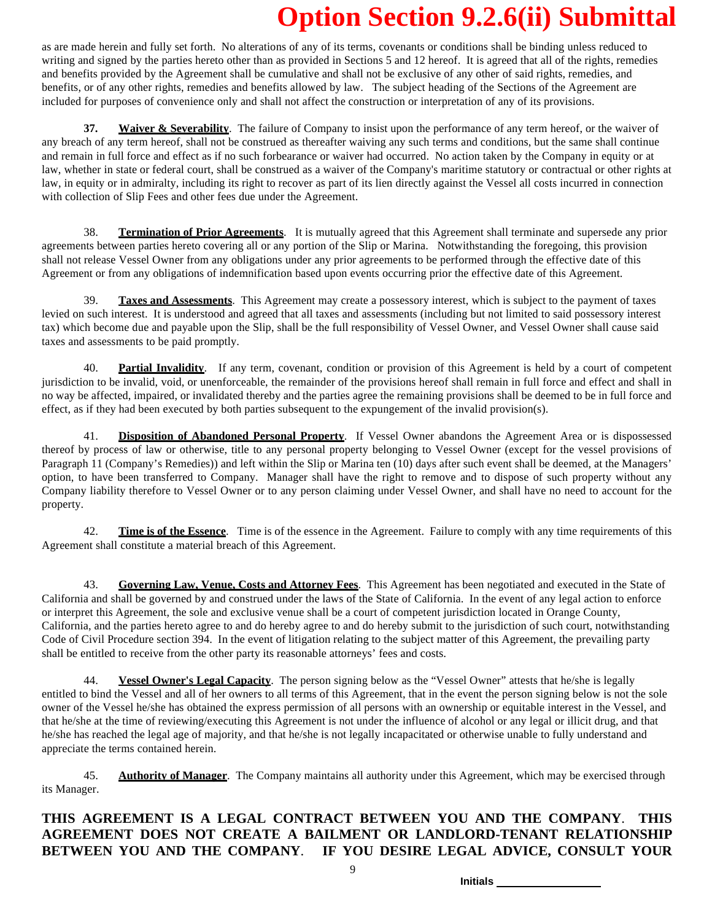# Option Section 9.2.6(ii) Submittal

as are made herein and fully set forth. No alterations of any of its terms, covenants or conditions shall be binding unless reduced to writing and signed by the parties hereto other than as provided in Sections 5 and 12 hereof. It is agreed that all of the rights, remedies and benefits provided by the Agreement shall be cumulative and shall not be exclusive of any other of said rights, remedies, and benefits, or of any other rights, remedies and benefits allowed by law. The subject heading of the Sections of the Agreement are included for purposes of convenience only and shall not affect the construction or interpretation of any of its provisions.

**37. Waiver & Severability**. The failure of Company to insist upon the performance of any term hereof, or the waiver of any breach of any term hereof, shall not be construed as thereafter waiving any such terms and conditions, but the same shall continue and remain in full force and effect as if no such forbearance or waiver had occurred. No action taken by the Company in equity or at law, whether in state or federal court, shall be construed as a waiver of the Company's maritime statutory or contractual or other rights at law, in equity or in admiralty, including its right to recover as part of its lien directly against the Vessel all costs incurred in connection with collection of Slip Fees and other fees due under the Agreement.

38. **Termination of Prior Agreements**. It is mutually agreed that this Agreement shall terminate and supersede any prior agreements between parties hereto covering all or any portion of the Slip or Marina. Notwithstanding the foregoing, this provision shall not release Vessel Owner from any obligations under any prior agreements to be performed through the effective date of this Agreement or from any obligations of indemnification based upon events occurring prior the effective date of this Agreement.

39. **Taxes and Assessments**. This Agreement may create a possessory interest, which is subject to the payment of taxes levied on such interest. It is understood and agreed that all taxes and assessments (including but not limited to said possessory interest tax) which become due and payable upon the Slip, shall be the full responsibility of Vessel Owner, and Vessel Owner shall cause said taxes and assessments to be paid promptly.

40. **Partial Invalidity**. If any term, covenant, condition or provision of this Agreement is held by a court of competent jurisdiction to be invalid, void, or unenforceable, the remainder of the provisions hereof shall remain in full force and effect and shall in no way be affected, impaired, or invalidated thereby and the parties agree the remaining provisions shall be deemed to be in full force and effect, as if they had been executed by both parties subsequent to the expungement of the invalid provision(s).

41. **Disposition of Abandoned Personal Property**. If Vessel Owner abandons the Agreement Area or is dispossessed thereof by process of law or otherwise, title to any personal property belonging to Vessel Owner (except for the vessel provisions of Paragraph 11 (Company's Remedies)) and left within the Slip or Marina ten (10) days after such event shall be deemed, at the Managers' option, to have been transferred to Company. Manager shall have the right to remove and to dispose of such property without any Company liability therefore to Vessel Owner or to any person claiming under Vessel Owner, and shall have no need to account for the property.

42. **Time is of the Essence**. Time is of the essence in the Agreement. Failure to comply with any time requirements of this Agreement shall constitute a material breach of this Agreement.

43. **Governing Law, Venue, Costs and Attorney Fees**. This Agreement has been negotiated and executed in the State of California and shall be governed by and construed under the laws of the State of California. In the event of any legal action to enforce or interpret this Agreement, the sole and exclusive venue shall be a court of competent jurisdiction located in Orange County, California, and the parties hereto agree to and do hereby agree to and do hereby submit to the jurisdiction of such court, notwithstanding Code of Civil Procedure section 394. In the event of litigation relating to the subject matter of this Agreement, the prevailing party shall be entitled to receive from the other party its reasonable attorneys' fees and costs.

44. **Vessel Owner's Legal Capacity**. The person signing below as the "Vessel Owner" attests that he/she is legally entitled to bind the Vessel and all of her owners to all terms of this Agreement, that in the event the person signing below is not the sole owner of the Vessel he/she has obtained the express permission of all persons with an ownership or equitable interest in the Vessel, and that he/she at the time of reviewing/executing this Agreement is not under the influence of alcohol or any legal or illicit drug, and that he/she has reached the legal age of majority, and that he/she is not legally incapacitated or otherwise unable to fully understand and appreciate the terms contained herein.

45. **Authority of Manager**. The Company maintains all authority under this Agreement, which may be exercised through its Manager.

**THIS AGREEMENT IS A LEGAL CONTRACT BETWEEN YOU AND THE COMPANY. THIS AGREEMENT DOES NOT CREATE A BAILMENT OR LANDLORD-TENANT RELATIONSHIP BETWEEN YOU AND THE COMPANY. IF YOU DESIRE LEGAL ADVICE, CONSULT YOUR**

Initials \_\_\_\_\_\_\_\_\_\_\_\_\_\_\_\_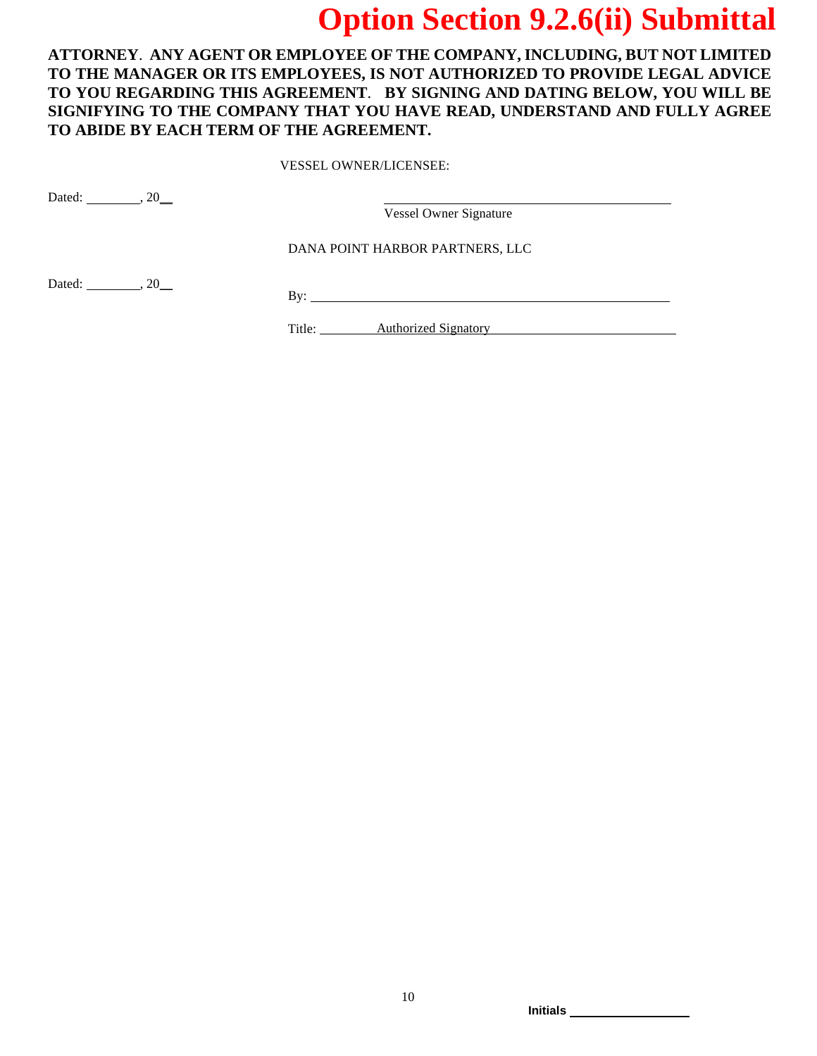# Option Section 9.2.6(ii) Submittal

**ATTORNEY. ANY AGENT OR EMPLOYEE OF THE COMPANY, INCLUDING, BUT NOT LIMITED TO THE MANAGER OR ITS EMPLOYEES, IS NOT AUTHORIZED TO PROVIDE LEGAL ADVICE TO YOU REGARDING THIS AGREEMENT. BY SIGNING AND DATING BELOW, YOU WILL BE SIGNIFYING TO THE COMPANY THAT YOU HAVE READ, UNDERSTAND AND FULLY AGREE TO ABIDE BY EACH TERM OF THE AGREEMENT.**

VESSEL OWNER/LICENSEE:

Dated: ________, 20__

\_\_\_\_\_\_\_\_\_\_\_\_\_\_\_\_\_\_\_\_\_\_\_\_\_\_\_\_\_\_\_\_\_\_\_\_\_\_
Vessel Owner Signature

DANA POINT HARBOR PARTNERS, LLC

Dated: ________, 20__

By: \_\_\_\_\_\_\_\_\_\_\_\_\_\_\_\_\_\_\_\_\_\_\_\_\_\_\_\_\_\_\_\_\_\_\_\_\_\_

Title: Authorized Signatory

Initials ________________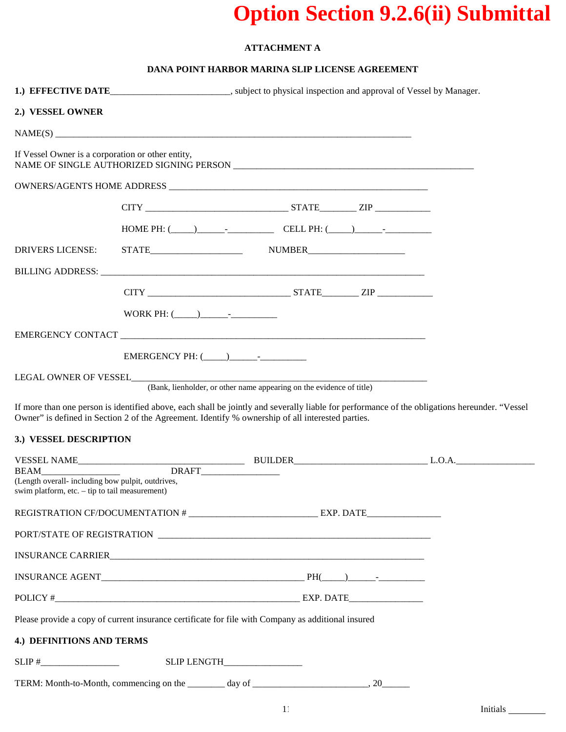# Option Section 9.2.6(ii) Submittal

**ATTACHMENT A**

**DANA POINT HARBOR MARINA SLIP LICENSE AGREEMENT**

**1.) EFFECTIVE DATE**_________________________, subject to physical inspection and approval of Vessel by Manager.

**2.) VESSEL OWNER**

NAME(S) ___________________________________________________________________________

If Vessel Owner is a corporation or other entity,
NAME OF SINGLE AUTHORIZED SIGNING PERSON ___________________________________________________

OWNERS/AGENTS HOME ADDRESS _____________________________________________________

CITY ______________________________ STATE________ ZIP ____________

HOME PH: (_____)______-__________ CELL PH: (_____)______-__________

DRIVERS LICENSE: STATE____________________ NUMBER____________________

BILLING ADDRESS: ____________________________________________________________________

CITY ______________________________ STATE________ ZIP ____________

WORK PH: (_____)______-__________

EMERGENCY CONTACT ________________________________________________________________

EMERGENCY PH: (_____)______-__________

LEGAL OWNER OF VESSEL_____________________________________________________________
(Bank, lienholder, or other name appearing on the evidence of title)

If more than one person is identified above, each shall be jointly and severally liable for performance of the obligations hereunder. "Vessel Owner" is defined in Section 2 of the Agreement. Identify % ownership of all interested parties.

**3.) VESSEL DESCRIPTION**

VESSEL NAME___________________________________ BUILDER____________________________ L.O.A._________________

BEAM_________________ DRAFT_________________

(Length overall- including bow pulpit, outdrives, swim platform, etc. – tip to tail measurement)

REGISTRATION CF/DOCUMENTATION # ___________________________ EXP. DATE________________

PORT/STATE OF REGISTRATION ___________________________________________________________

INSURANCE CARRIER___________________________________________________________________

INSURANCE AGENT____________________________________________ PH(_____)______-__________

POLICY #____________________________________________________ EXP. DATE________________

Please provide a copy of current insurance certificate for file with Company as additional insured

**4.) DEFINITIONS AND TERMS**

SLIP #_________________ SLIP LENGTH_________________

TERM: Month-to-Month, commencing on the ________ day of ________________________, 20______

Initials ________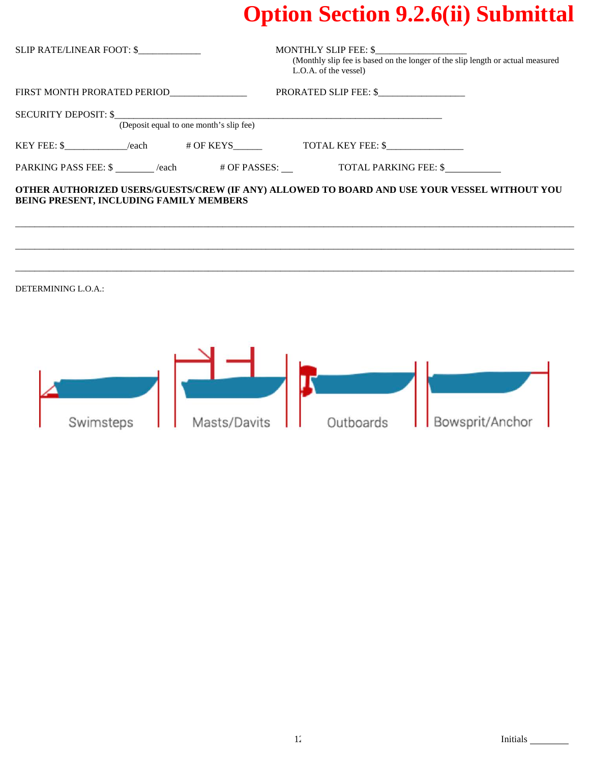# Option Section 9.2.6(ii) Submittal

SLIP RATE/LINEAR FOOT: $_____________

MONTHLY SLIP FEE: $___________________
(Monthly slip fee is based on the longer of the slip length or actual measured L.O.A. of the vessel)

FIRST MONTH PRORATED PERIOD________________

PRORATED SLIP FEE: $__________________

SECURITY DEPOSIT: $_______________________________________________________________________________
(Deposit equal to one month's slip fee)

KEY FEE: $_____________/each  # OF KEYS______  TOTAL KEY FEE: $________________

PARKING PASS FEE: $ ________ /each  # OF PASSES: __  TOTAL PARKING FEE: $____________

**OTHER AUTHORIZED USERS/GUESTS/CREW (IF ANY) ALLOWED TO BOARD AND USE YOUR VESSEL WITHOUT YOU BEING PRESENT, INCLUDING FAMILY MEMBERS**

_______________________________________________________________________________________________

_______________________________________________________________________________________________

_______________________________________________________________________________________________

DETERMINING L.O.A.:

Swimsteps  Masts/Davits  Outboards  Bowsprit/Anchor

Initials ________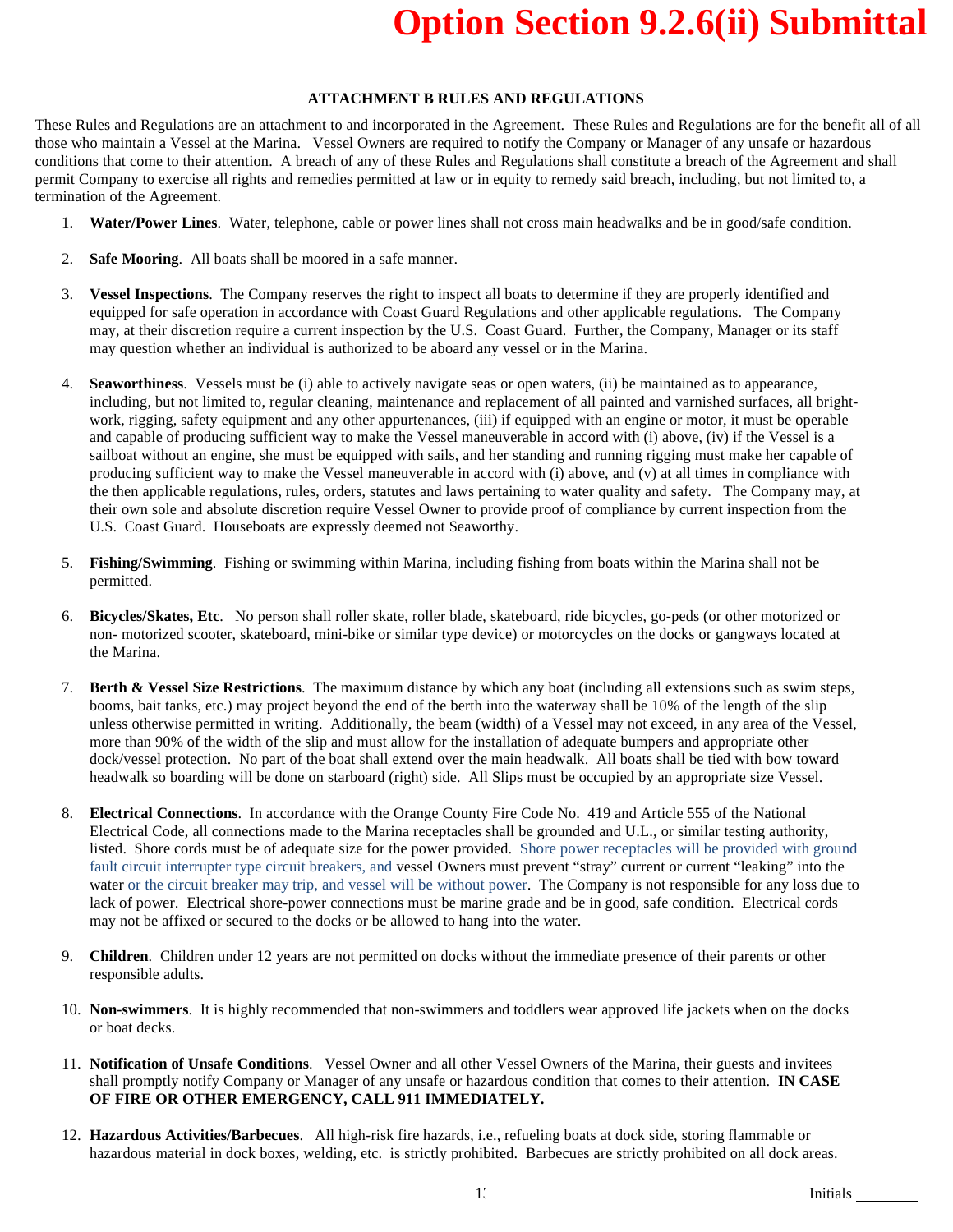# Option Section 9.2.6(ii) Submittal

**ATTACHMENT B RULES AND REGULATIONS**

These Rules and Regulations are an attachment to and incorporated in the Agreement. These Rules and Regulations are for the benefit all of all those who maintain a Vessel at the Marina. Vessel Owners are required to notify the Company or Manager of any unsafe or hazardous conditions that come to their attention. A breach of any of these Rules and Regulations shall constitute a breach of the Agreement and shall permit Company to exercise all rights and remedies permitted at law or in equity to remedy said breach, including, but not limited to, a termination of the Agreement.

1. **Water/Power Lines**. Water, telephone, cable or power lines shall not cross main headwalks and be in good/safe condition.

2. **Safe Mooring**. All boats shall be moored in a safe manner.

3. **Vessel Inspections**. The Company reserves the right to inspect all boats to determine if they are properly identified and equipped for safe operation in accordance with Coast Guard Regulations and other applicable regulations. The Company may, at their discretion require a current inspection by the U.S. Coast Guard. Further, the Company, Manager or its staff may question whether an individual is authorized to be aboard any vessel or in the Marina.

4. **Seaworthiness**. Vessels must be (i) able to actively navigate seas or open waters, (ii) be maintained as to appearance, including, but not limited to, regular cleaning, maintenance and replacement of all painted and varnished surfaces, all bright-work, rigging, safety equipment and any other appurtenances, (iii) if equipped with an engine or motor, it must be operable and capable of producing sufficient way to make the Vessel maneuverable in accord with (i) above, (iv) if the Vessel is a sailboat without an engine, she must be equipped with sails, and her standing and running rigging must make her capable of producing sufficient way to make the Vessel maneuverable in accord with (i) above, and (v) at all times in compliance with the then applicable regulations, rules, orders, statutes and laws pertaining to water quality and safety. The Company may, at their own sole and absolute discretion require Vessel Owner to provide proof of compliance by current inspection from the U.S. Coast Guard. Houseboats are expressly deemed not Seaworthy.

5. **Fishing/Swimming**. Fishing or swimming within Marina, including fishing from boats within the Marina shall not be permitted.

6. **Bicycles/Skates, Etc**. No person shall roller skate, roller blade, skateboard, ride bicycles, go-peds (or other motorized or non- motorized scooter, skateboard, mini-bike or similar type device) or motorcycles on the docks or gangways located at the Marina.

7. **Berth & Vessel Size Restrictions**. The maximum distance by which any boat (including all extensions such as swim steps, booms, bait tanks, etc.) may project beyond the end of the berth into the waterway shall be 10% of the length of the slip unless otherwise permitted in writing. Additionally, the beam (width) of a Vessel may not exceed, in any area of the Vessel, more than 90% of the width of the slip and must allow for the installation of adequate bumpers and appropriate other dock/vessel protection. No part of the boat shall extend over the main headwalk. All boats shall be tied with bow toward headwalk so boarding will be done on starboard (right) side. All Slips must be occupied by an appropriate size Vessel.

8. **Electrical Connections**. In accordance with the Orange County Fire Code No. 419 and Article 555 of the National Electrical Code, all connections made to the Marina receptacles shall be grounded and U.L., or similar testing authority, listed. Shore cords must be of adequate size for the power provided. Shore power receptacles will be provided with ground fault circuit interrupter type circuit breakers, and vessel Owners must prevent "stray" current or current "leaking" into the water or the circuit breaker may trip, and vessel will be without power. The Company is not responsible for any loss due to lack of power. Electrical shore-power connections must be marine grade and be in good, safe condition. Electrical cords may not be affixed or secured to the docks or be allowed to hang into the water.

9. **Children**. Children under 12 years are not permitted on docks without the immediate presence of their parents or other responsible adults.

10. **Non-swimmers**. It is highly recommended that non-swimmers and toddlers wear approved life jackets when on the docks or boat decks.

11. **Notification of Unsafe Conditions**. Vessel Owner and all other Vessel Owners of the Marina, their guests and invitees shall promptly notify Company or Manager of any unsafe or hazardous condition that comes to their attention. **IN CASE OF FIRE OR OTHER EMERGENCY, CALL 911 IMMEDIATELY.**

12. **Hazardous Activities/Barbecues**. All high-risk fire hazards, i.e., refueling boats at dock side, storing flammable or hazardous material in dock boxes, welding, etc. is strictly prohibited. Barbecues are strictly prohibited on all dock areas.

Initials ________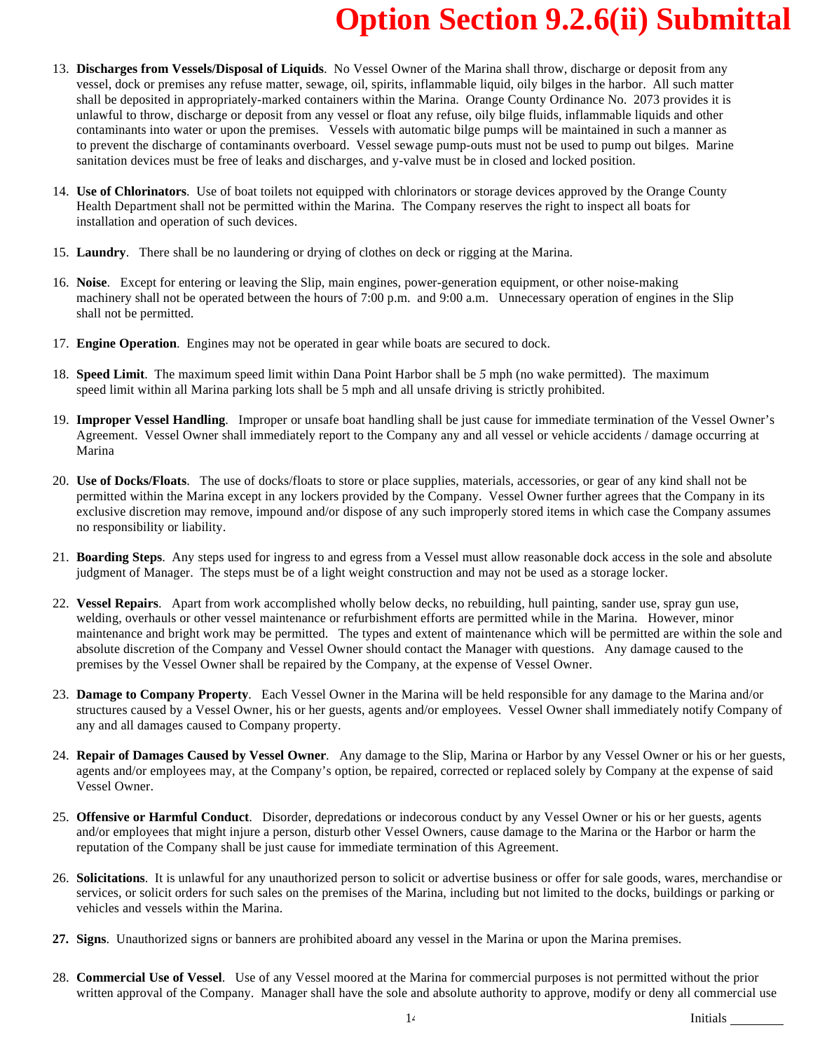# Option Section 9.2.6(ii) Submittal

13. **Discharges from Vessels/Disposal of Liquids**. No Vessel Owner of the Marina shall throw, discharge or deposit from any vessel, dock or premises any refuse matter, sewage, oil, spirits, inflammable liquid, oily bilges in the harbor. All such matter shall be deposited in appropriately-marked containers within the Marina. Orange County Ordinance No. 2073 provides it is unlawful to throw, discharge or deposit from any vessel or float any refuse, oily bilge fluids, inflammable liquids and other contaminants into water or upon the premises. Vessels with automatic bilge pumps will be maintained in such a manner as to prevent the discharge of contaminants overboard. Vessel sewage pump-outs must not be used to pump out bilges. Marine sanitation devices must be free of leaks and discharges, and y-valve must be in closed and locked position.

14. **Use of Chlorinators**. Use of boat toilets not equipped with chlorinators or storage devices approved by the Orange County Health Department shall not be permitted within the Marina. The Company reserves the right to inspect all boats for installation and operation of such devices.

15. **Laundry**. There shall be no laundering or drying of clothes on deck or rigging at the Marina.

16. **Noise**. Except for entering or leaving the Slip, main engines, power-generation equipment, or other noise-making machinery shall not be operated between the hours of 7:00 p.m. and 9:00 a.m. Unnecessary operation of engines in the Slip shall not be permitted.

17. **Engine Operation**. Engines may not be operated in gear while boats are secured to dock.

18. **Speed Limit**. The maximum speed limit within Dana Point Harbor shall be *5* mph (no wake permitted). The maximum speed limit within all Marina parking lots shall be 5 mph and all unsafe driving is strictly prohibited.

19. **Improper Vessel Handling**. Improper or unsafe boat handling shall be just cause for immediate termination of the Vessel Owner's Agreement. Vessel Owner shall immediately report to the Company any and all vessel or vehicle accidents / damage occurring at Marina

20. **Use of Docks/Floats**. The use of docks/floats to store or place supplies, materials, accessories, or gear of any kind shall not be permitted within the Marina except in any lockers provided by the Company. Vessel Owner further agrees that the Company in its exclusive discretion may remove, impound and/or dispose of any such improperly stored items in which case the Company assumes no responsibility or liability.

21. **Boarding Steps**. Any steps used for ingress to and egress from a Vessel must allow reasonable dock access in the sole and absolute judgment of Manager. The steps must be of a light weight construction and may not be used as a storage locker.

22. **Vessel Repairs**. Apart from work accomplished wholly below decks, no rebuilding, hull painting, sander use, spray gun use, welding, overhauls or other vessel maintenance or refurbishment efforts are permitted while in the Marina. However, minor maintenance and bright work may be permitted. The types and extent of maintenance which will be permitted are within the sole and absolute discretion of the Company and Vessel Owner should contact the Manager with questions. Any damage caused to the premises by the Vessel Owner shall be repaired by the Company, at the expense of Vessel Owner.

23. **Damage to Company Property**. Each Vessel Owner in the Marina will be held responsible for any damage to the Marina and/or structures caused by a Vessel Owner, his or her guests, agents and/or employees. Vessel Owner shall immediately notify Company of any and all damages caused to Company property.

24. **Repair of Damages Caused by Vessel Owner**. Any damage to the Slip, Marina or Harbor by any Vessel Owner or his or her guests, agents and/or employees may, at the Company's option, be repaired, corrected or replaced solely by Company at the expense of said Vessel Owner.

25. **Offensive or Harmful Conduct**. Disorder, depredations or indecorous conduct by any Vessel Owner or his or her guests, agents and/or employees that might injure a person, disturb other Vessel Owners, cause damage to the Marina or the Harbor or harm the reputation of the Company shall be just cause for immediate termination of this Agreement.

26. **Solicitations**. It is unlawful for any unauthorized person to solicit or advertise business or offer for sale goods, wares, merchandise or services, or solicit orders for such sales on the premises of the Marina, including but not limited to the docks, buildings or parking or vehicles and vessels within the Marina.

27. **Signs**. Unauthorized signs or banners are prohibited aboard any vessel in the Marina or upon the Marina premises.

28. **Commercial Use of Vessel**. Use of any Vessel moored at the Marina for commercial purposes is not permitted without the prior written approval of the Company. Manager shall have the sole and absolute authority to approve, modify or deny all commercial use

Initials ________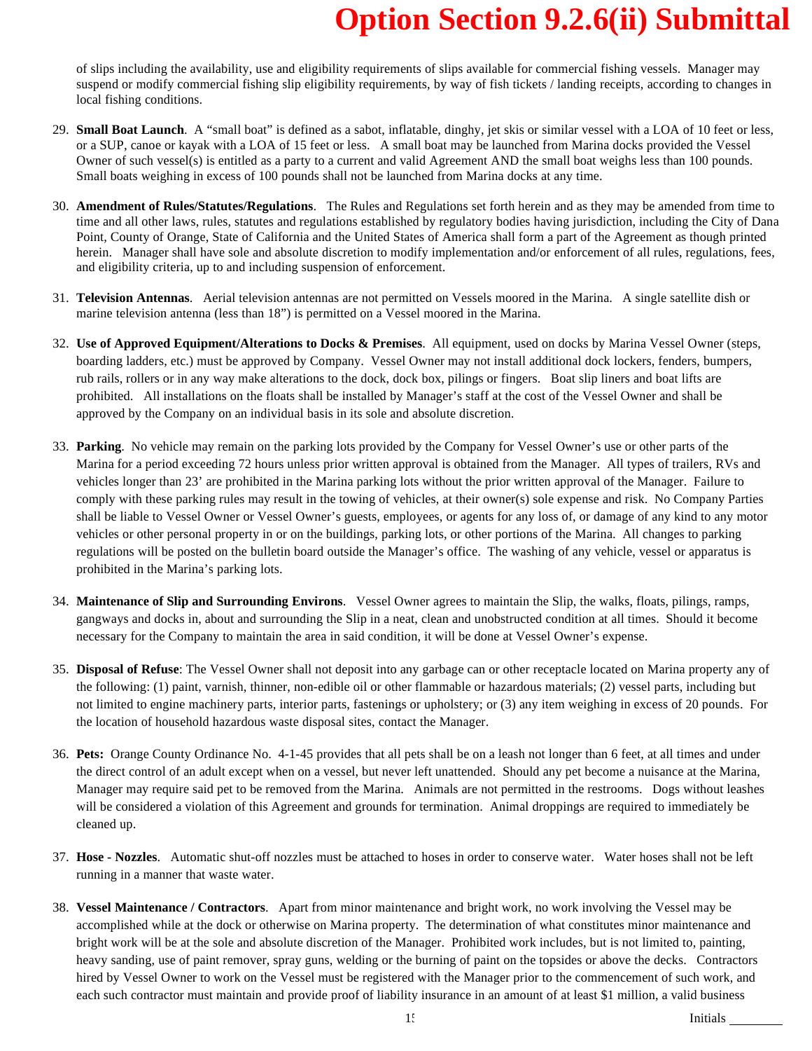of slips including the availability, use and eligibility requirements of slips available for commercial fishing vessels. Manager may suspend or modify commercial fishing slip eligibility requirements, by way of fish tickets / landing receipts, according to changes in local fishing conditions.

29. **Small Boat Launch**. A "small boat" is defined as a sabot, inflatable, dinghy, jet skis or similar vessel with a LOA of 10 feet or less, or a SUP, canoe or kayak with a LOA of 15 feet or less. A small boat may be launched from Marina docks provided the Vessel Owner of such vessel(s) is entitled as a party to a current and valid Agreement AND the small boat weighs less than 100 pounds. Small boats weighing in excess of 100 pounds shall not be launched from Marina docks at any time.

30. **Amendment of Rules/Statutes/Regulations**. The Rules and Regulations set forth herein and as they may be amended from time to time and all other laws, rules, statutes and regulations established by regulatory bodies having jurisdiction, including the City of Dana Point, County of Orange, State of California and the United States of America shall form a part of the Agreement as though printed herein. Manager shall have sole and absolute discretion to modify implementation and/or enforcement of all rules, regulations, fees, and eligibility criteria, up to and including suspension of enforcement.

31. **Television Antennas**. Aerial television antennas are not permitted on Vessels moored in the Marina. A single satellite dish or marine television antenna (less than 18") is permitted on a Vessel moored in the Marina.

32. **Use of Approved Equipment/Alterations to Docks & Premises**. All equipment, used on docks by Marina Vessel Owner (steps, boarding ladders, etc.) must be approved by Company. Vessel Owner may not install additional dock lockers, fenders, bumpers, rub rails, rollers or in any way make alterations to the dock, dock box, pilings or fingers. Boat slip liners and boat lifts are prohibited. All installations on the floats shall be installed by Manager's staff at the cost of the Vessel Owner and shall be approved by the Company on an individual basis in its sole and absolute discretion.

33. **Parking**. No vehicle may remain on the parking lots provided by the Company for Vessel Owner's use or other parts of the Marina for a period exceeding 72 hours unless prior written approval is obtained from the Manager. All types of trailers, RVs and vehicles longer than 23' are prohibited in the Marina parking lots without the prior written approval of the Manager. Failure to comply with these parking rules may result in the towing of vehicles, at their owner(s) sole expense and risk. No Company Parties shall be liable to Vessel Owner or Vessel Owner's guests, employees, or agents for any loss of, or damage of any kind to any motor vehicles or other personal property in or on the buildings, parking lots, or other portions of the Marina. All changes to parking regulations will be posted on the bulletin board outside the Manager's office. The washing of any vehicle, vessel or apparatus is prohibited in the Marina's parking lots.

34. **Maintenance of Slip and Surrounding Environs**. Vessel Owner agrees to maintain the Slip, the walks, floats, pilings, ramps, gangways and docks in, about and surrounding the Slip in a neat, clean and unobstructed condition at all times. Should it become necessary for the Company to maintain the area in said condition, it will be done at Vessel Owner's expense.

35. **Disposal of Refuse**: The Vessel Owner shall not deposit into any garbage can or other receptacle located on Marina property any of the following: (1) paint, varnish, thinner, non-edible oil or other flammable or hazardous materials; (2) vessel parts, including but not limited to engine machinery parts, interior parts, fastenings or upholstery; or (3) any item weighing in excess of 20 pounds. For the location of household hazardous waste disposal sites, contact the Manager.

36. **Pets:** Orange County Ordinance No. 4-1-45 provides that all pets shall be on a leash not longer than 6 feet, at all times and under the direct control of an adult except when on a vessel, but never left unattended. Should any pet become a nuisance at the Marina, Manager may require said pet to be removed from the Marina. Animals are not permitted in the restrooms. Dogs without leashes will be considered a violation of this Agreement and grounds for termination. Animal droppings are required to immediately be cleaned up.

37. **Hose - Nozzles**. Automatic shut-off nozzles must be attached to hoses in order to conserve water. Water hoses shall not be left running in a manner that waste water.

38. **Vessel Maintenance / Contractors**. Apart from minor maintenance and bright work, no work involving the Vessel may be accomplished while at the dock or otherwise on Marina property. The determination of what constitutes minor maintenance and bright work will be at the sole and absolute discretion of the Manager. Prohibited work includes, but is not limited to, painting, heavy sanding, use of paint remover, spray guns, welding or the burning of paint on the topsides or above the decks. Contractors hired by Vessel Owner to work on the Vessel must be registered with the Manager prior to the commencement of such work, and each such contractor must maintain and provide proof of liability insurance in an amount of at least $1 million, a valid business

Initials ________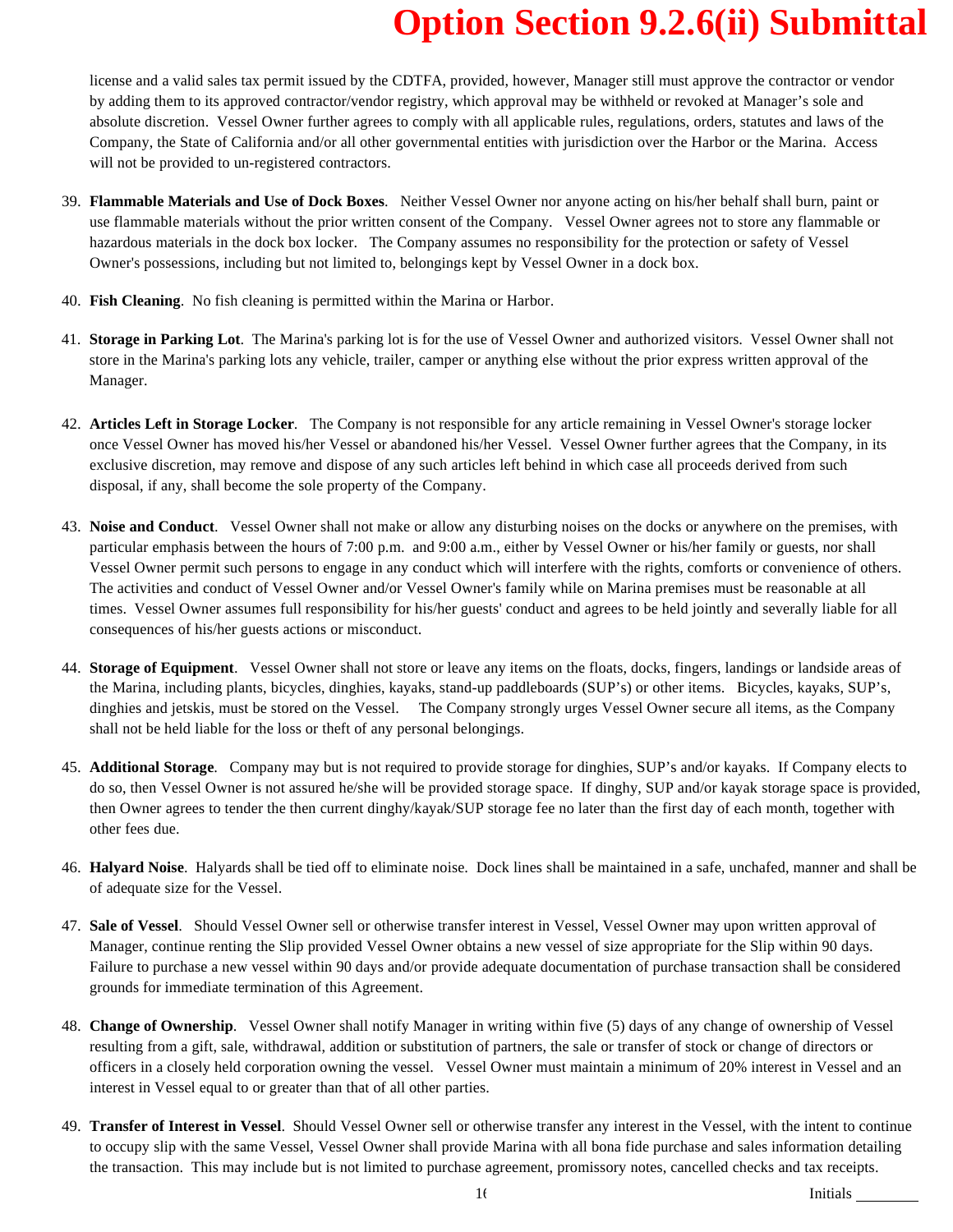# Option Section 9.2.6(ii) Submittal

license and a valid sales tax permit issued by the CDTFA, provided, however, Manager still must approve the contractor or vendor by adding them to its approved contractor/vendor registry, which approval may be withheld or revoked at Manager's sole and absolute discretion. Vessel Owner further agrees to comply with all applicable rules, regulations, orders, statutes and laws of the Company, the State of California and/or all other governmental entities with jurisdiction over the Harbor or the Marina. Access will not be provided to un-registered contractors.

39. **Flammable Materials and Use of Dock Boxes**. Neither Vessel Owner nor anyone acting on his/her behalf shall burn, paint or use flammable materials without the prior written consent of the Company. Vessel Owner agrees not to store any flammable or hazardous materials in the dock box locker. The Company assumes no responsibility for the protection or safety of Vessel Owner's possessions, including but not limited to, belongings kept by Vessel Owner in a dock box.

40. **Fish Cleaning**. No fish cleaning is permitted within the Marina or Harbor.

41. **Storage in Parking Lot**. The Marina's parking lot is for the use of Vessel Owner and authorized visitors. Vessel Owner shall not store in the Marina's parking lots any vehicle, trailer, camper or anything else without the prior express written approval of the Manager.

42. **Articles Left in Storage Locker**. The Company is not responsible for any article remaining in Vessel Owner's storage locker once Vessel Owner has moved his/her Vessel or abandoned his/her Vessel. Vessel Owner further agrees that the Company, in its exclusive discretion, may remove and dispose of any such articles left behind in which case all proceeds derived from such disposal, if any, shall become the sole property of the Company.

43. **Noise and Conduct**. Vessel Owner shall not make or allow any disturbing noises on the docks or anywhere on the premises, with particular emphasis between the hours of 7:00 p.m. and 9:00 a.m., either by Vessel Owner or his/her family or guests, nor shall Vessel Owner permit such persons to engage in any conduct which will interfere with the rights, comforts or convenience of others. The activities and conduct of Vessel Owner and/or Vessel Owner's family while on Marina premises must be reasonable at all times. Vessel Owner assumes full responsibility for his/her guests' conduct and agrees to be held jointly and severally liable for all consequences of his/her guests actions or misconduct.

44. **Storage of Equipment**. Vessel Owner shall not store or leave any items on the floats, docks, fingers, landings or landside areas of the Marina, including plants, bicycles, dinghies, kayaks, stand-up paddleboards (SUP's) or other items. Bicycles, kayaks, SUP's, dinghies and jetskis, must be stored on the Vessel. The Company strongly urges Vessel Owner secure all items, as the Company shall not be held liable for the loss or theft of any personal belongings.

45. **Additional Storage**. Company may but is not required to provide storage for dinghies, SUP's and/or kayaks. If Company elects to do so, then Vessel Owner is not assured he/she will be provided storage space. If dinghy, SUP and/or kayak storage space is provided, then Owner agrees to tender the then current dinghy/kayak/SUP storage fee no later than the first day of each month, together with other fees due.

46. **Halyard Noise**. Halyards shall be tied off to eliminate noise. Dock lines shall be maintained in a safe, unchafed, manner and shall be of adequate size for the Vessel.

47. **Sale of Vessel**. Should Vessel Owner sell or otherwise transfer interest in Vessel, Vessel Owner may upon written approval of Manager, continue renting the Slip provided Vessel Owner obtains a new vessel of size appropriate for the Slip within 90 days. Failure to purchase a new vessel within 90 days and/or provide adequate documentation of purchase transaction shall be considered grounds for immediate termination of this Agreement.

48. **Change of Ownership**. Vessel Owner shall notify Manager in writing within five (5) days of any change of ownership of Vessel resulting from a gift, sale, withdrawal, addition or substitution of partners, the sale or transfer of stock or change of directors or officers in a closely held corporation owning the vessel. Vessel Owner must maintain a minimum of 20% interest in Vessel and an interest in Vessel equal to or greater than that of all other parties.

49. **Transfer of Interest in Vessel**. Should Vessel Owner sell or otherwise transfer any interest in the Vessel, with the intent to continue to occupy slip with the same Vessel, Vessel Owner shall provide Marina with all bona fide purchase and sales information detailing the transaction. This may include but is not limited to purchase agreement, promissory notes, cancelled checks and tax receipts.

Initials ________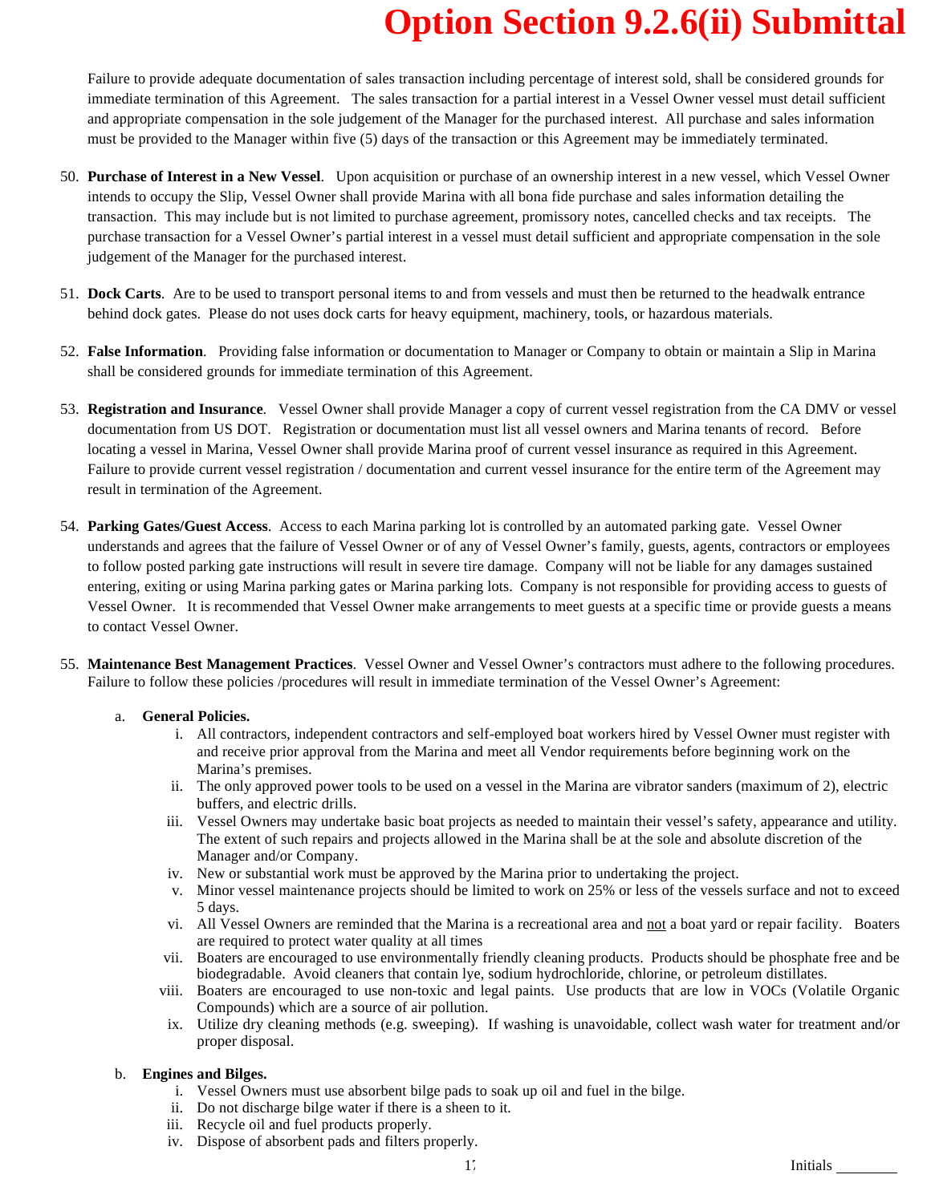# Option Section 9.2.6(ii) Submittal

Failure to provide adequate documentation of sales transaction including percentage of interest sold, shall be considered grounds for immediate termination of this Agreement. The sales transaction for a partial interest in a Vessel Owner vessel must detail sufficient and appropriate compensation in the sole judgement of the Manager for the purchased interest. All purchase and sales information must be provided to the Manager within five (5) days of the transaction or this Agreement may be immediately terminated.

50. **Purchase of Interest in a New Vessel**. Upon acquisition or purchase of an ownership interest in a new vessel, which Vessel Owner intends to occupy the Slip, Vessel Owner shall provide Marina with all bona fide purchase and sales information detailing the transaction. This may include but is not limited to purchase agreement, promissory notes, cancelled checks and tax receipts. The purchase transaction for a Vessel Owner's partial interest in a vessel must detail sufficient and appropriate compensation in the sole judgement of the Manager for the purchased interest.

51. **Dock Carts**. Are to be used to transport personal items to and from vessels and must then be returned to the headwalk entrance behind dock gates. Please do not uses dock carts for heavy equipment, machinery, tools, or hazardous materials.

52. **False Information**. Providing false information or documentation to Manager or Company to obtain or maintain a Slip in Marina shall be considered grounds for immediate termination of this Agreement.

53. **Registration and Insurance**. Vessel Owner shall provide Manager a copy of current vessel registration from the CA DMV or vessel documentation from US DOT. Registration or documentation must list all vessel owners and Marina tenants of record. Before locating a vessel in Marina, Vessel Owner shall provide Marina proof of current vessel insurance as required in this Agreement. Failure to provide current vessel registration / documentation and current vessel insurance for the entire term of the Agreement may result in termination of the Agreement.

54. **Parking Gates/Guest Access**. Access to each Marina parking lot is controlled by an automated parking gate. Vessel Owner understands and agrees that the failure of Vessel Owner or of any of Vessel Owner's family, guests, agents, contractors or employees to follow posted parking gate instructions will result in severe tire damage. Company will not be liable for any damages sustained entering, exiting or using Marina parking gates or Marina parking lots. Company is not responsible for providing access to guests of Vessel Owner. It is recommended that Vessel Owner make arrangements to meet guests at a specific time or provide guests a means to contact Vessel Owner.

55. **Maintenance Best Management Practices**. Vessel Owner and Vessel Owner's contractors must adhere to the following procedures. Failure to follow these policies /procedures will result in immediate termination of the Vessel Owner's Agreement:

    a. **General Policies.**
        i. All contractors, independent contractors and self-employed boat workers hired by Vessel Owner must register with and receive prior approval from the Marina and meet all Vendor requirements before beginning work on the Marina's premises.
        ii. The only approved power tools to be used on a vessel in the Marina are vibrator sanders (maximum of 2), electric buffers, and electric drills.
        iii. Vessel Owners may undertake basic boat projects as needed to maintain their vessel's safety, appearance and utility. The extent of such repairs and projects allowed in the Marina shall be at the sole and absolute discretion of the Manager and/or Company.
        iv. New or substantial work must be approved by the Marina prior to undertaking the project.
        v. Minor vessel maintenance projects should be limited to work on 25% or less of the vessels surface and not to exceed 5 days.
        vi. All Vessel Owners are reminded that the Marina is a recreational area and <u>not</u> a boat yard or repair facility. Boaters are required to protect water quality at all times
        vii. Boaters are encouraged to use environmentally friendly cleaning products. Products should be phosphate free and be biodegradable. Avoid cleaners that contain lye, sodium hydrochloride, chlorine, or petroleum distillates.
        viii. Boaters are encouraged to use non-toxic and legal paints. Use products that are low in VOCs (Volatile Organic Compounds) which are a source of air pollution.
        ix. Utilize dry cleaning methods (e.g. sweeping). If washing is unavoidable, collect wash water for treatment and/or proper disposal.

    b. **Engines and Bilges.**
        i. Vessel Owners must use absorbent bilge pads to soak up oil and fuel in the bilge.
        ii. Do not discharge bilge water if there is a sheen to it.
        iii. Recycle oil and fuel products properly.
        iv. Dispose of absorbent pads and filters properly.

Initials ________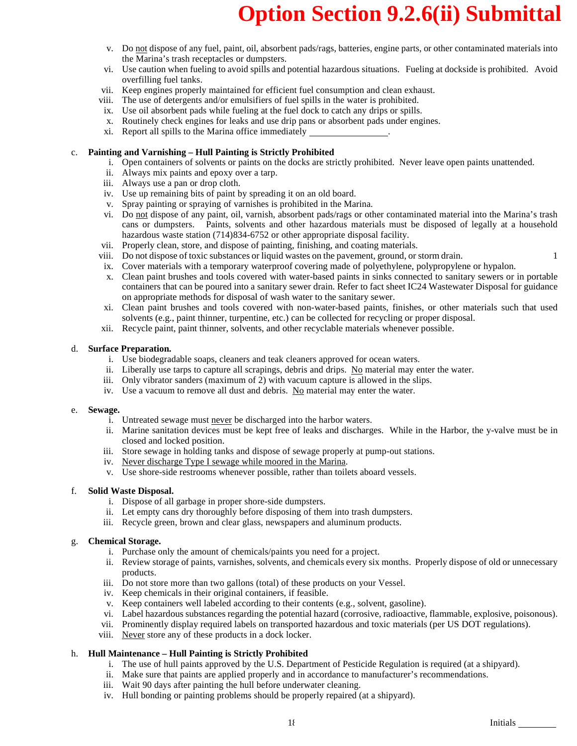# Option Section 9.2.6(ii) Submittal

v. Do not dispose of any fuel, paint, oil, absorbent pads/rags, batteries, engine parts, or other contaminated materials into the Marina's trash receptacles or dumpsters.
vi. Use caution when fueling to avoid spills and potential hazardous situations. Fueling at dockside is prohibited. Avoid overfilling fuel tanks.
vii. Keep engines properly maintained for efficient fuel consumption and clean exhaust.
viii. The use of detergents and/or emulsifiers of fuel spills in the water is prohibited.
ix. Use oil absorbent pads while fueling at the fuel dock to catch any drips or spills.
x. Routinely check engines for leaks and use drip pans or absorbent pads under engines.
xi. Report all spills to the Marina office immediately ________________.

c. **Painting and Varnishing – Hull Painting is Strictly Prohibited**
   i. Open containers of solvents or paints on the docks are strictly prohibited. Never leave open paints unattended.
   ii. Always mix paints and epoxy over a tarp.
   iii. Always use a pan or drop cloth.
   iv. Use up remaining bits of paint by spreading it on an old board.
   v. Spray painting or spraying of varnishes is prohibited in the Marina.
   vi. Do not dispose of any paint, oil, varnish, absorbent pads/rags or other contaminated material into the Marina's trash cans or dumpsters. Paints, solvents and other hazardous materials must be disposed of legally at a household hazardous waste station (714)834-6752 or other appropriate disposal facility.
   vii. Properly clean, store, and dispose of painting, finishing, and coating materials.
   viii. Do not dispose of toxic substances or liquid wastes on the pavement, ground, or storm drain. 1
   ix. Cover materials with a temporary waterproof covering made of polyethylene, polypropylene or hypalon.
   x. Clean paint brushes and tools covered with water-based paints in sinks connected to sanitary sewers or in portable containers that can be poured into a sanitary sewer drain. Refer to fact sheet IC24 Wastewater Disposal for guidance on appropriate methods for disposal of wash water to the sanitary sewer.
   xi. Clean paint brushes and tools covered with non-water-based paints, finishes, or other materials such that used solvents (e.g., paint thinner, turpentine, etc.) can be collected for recycling or proper disposal.
   xii. Recycle paint, paint thinner, solvents, and other recyclable materials whenever possible.

d. **Surface Preparation.**
   i. Use biodegradable soaps, cleaners and teak cleaners approved for ocean waters.
   ii. Liberally use tarps to capture all scrapings, debris and drips. No material may enter the water.
   iii. Only vibrator sanders (maximum of 2) with vacuum capture is allowed in the slips.
   iv. Use a vacuum to remove all dust and debris. No material may enter the water.

e. **Sewage.**
   i. Untreated sewage must never be discharged into the harbor waters.
   ii. Marine sanitation devices must be kept free of leaks and discharges. While in the Harbor, the y-valve must be in closed and locked position.
   iii. Store sewage in holding tanks and dispose of sewage properly at pump-out stations.
   iv. Never discharge Type I sewage while moored in the Marina.
   v. Use shore-side restrooms whenever possible, rather than toilets aboard vessels.

f. **Solid Waste Disposal.**
   i. Dispose of all garbage in proper shore-side dumpsters.
   ii. Let empty cans dry thoroughly before disposing of them into trash dumpsters.
   iii. Recycle green, brown and clear glass, newspapers and aluminum products.

g. **Chemical Storage.**
   i. Purchase only the amount of chemicals/paints you need for a project.
   ii. Review storage of paints, varnishes, solvents, and chemicals every six months. Properly dispose of old or unnecessary products.
   iii. Do not store more than two gallons (total) of these products on your Vessel.
   iv. Keep chemicals in their original containers, if feasible.
   v. Keep containers well labeled according to their contents (e.g., solvent, gasoline).
   vi. Label hazardous substances regarding the potential hazard (corrosive, radioactive, flammable, explosive, poisonous).
   vii. Prominently display required labels on transported hazardous and toxic materials (per US DOT regulations).
   viii. Never store any of these products in a dock locker.

h. **Hull Maintenance – Hull Painting is Strictly Prohibited**
   i. The use of hull paints approved by the U.S. Department of Pesticide Regulation is required (at a shipyard).
   ii. Make sure that paints are applied properly and in accordance to manufacturer's recommendations.
   iii. Wait 90 days after painting the hull before underwater cleaning.
   iv. Hull bonding or painting problems should be properly repaired (at a shipyard).

Initials ________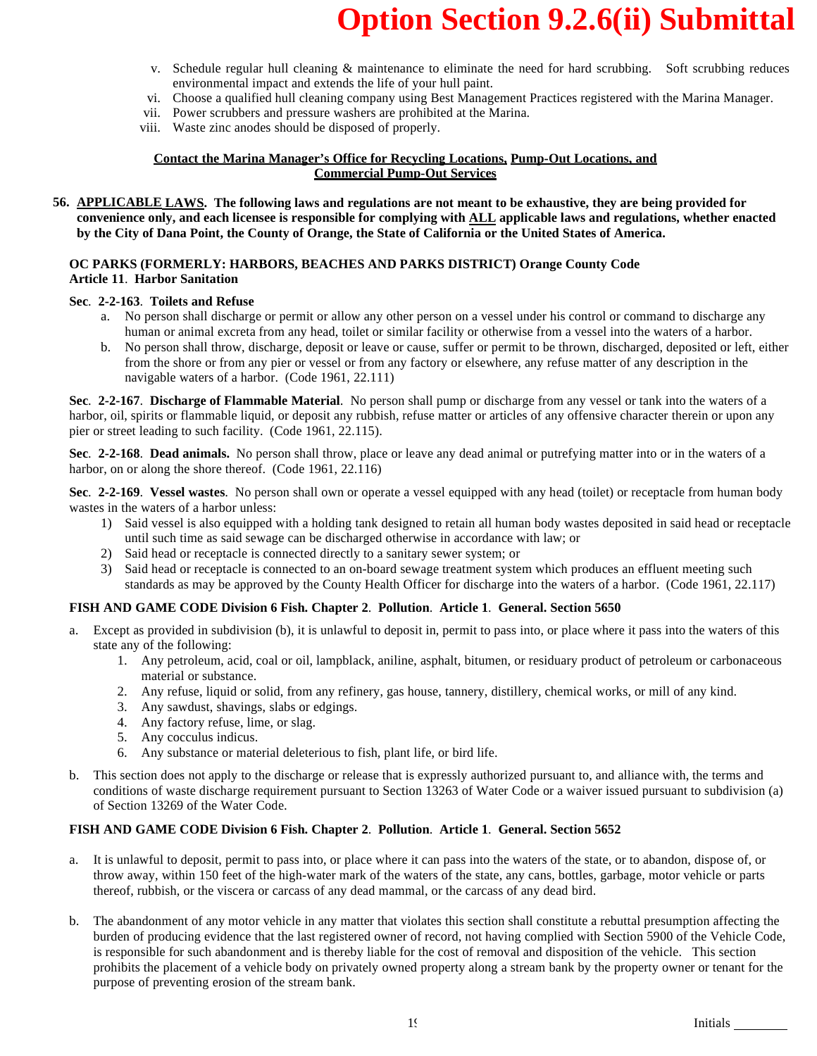# Option Section 9.2.6(ii) Submittal

v. Schedule regular hull cleaning & maintenance to eliminate the need for hard scrubbing. Soft scrubbing reduces environmental impact and extends the life of your hull paint.
vi. Choose a qualified hull cleaning company using Best Management Practices registered with the Marina Manager.
vii. Power scrubbers and pressure washers are prohibited at the Marina.
viii. Waste zinc anodes should be disposed of properly.

<u>**Contact the Marina Manager's Office for Recycling Locations, Pump-Out Locations, and Commercial Pump-Out Services**</u>

**56. <u>APPLICABLE LAWS</u>. The following laws and regulations are not meant to be exhaustive, they are being provided for convenience only, and each licensee is responsible for complying with <u>ALL</u> applicable laws and regulations, whether enacted by the City of Dana Point, the County of Orange, the State of California or the United States of America.**

**OC PARKS (FORMERLY: HARBORS, BEACHES AND PARKS DISTRICT) Orange County Code**
**Article 11. Harbor Sanitation**

**Sec. 2-2-163. Toilets and Refuse**

a. No person shall discharge or permit or allow any other person on a vessel under his control or command to discharge any human or animal excreta from any head, toilet or similar facility or otherwise from a vessel into the waters of a harbor.
b. No person shall throw, discharge, deposit or leave or cause, suffer or permit to be thrown, discharged, deposited or left, either from the shore or from any pier or vessel or from any factory or elsewhere, any refuse matter of any description in the navigable waters of a harbor. (Code 1961, 22.111)

**Sec. 2-2-167. Discharge of Flammable Material**. No person shall pump or discharge from any vessel or tank into the waters of a harbor, oil, spirits or flammable liquid, or deposit any rubbish, refuse matter or articles of any offensive character therein or upon any pier or street leading to such facility. (Code 1961, 22.115).

**Sec. 2-2-168. Dead animals.** No person shall throw, place or leave any dead animal or putrefying matter into or in the waters of a harbor, on or along the shore thereof. (Code 1961, 22.116)

**Sec. 2-2-169. Vessel wastes**. No person shall own or operate a vessel equipped with any head (toilet) or receptacle from human body wastes in the waters of a harbor unless:

1) Said vessel is also equipped with a holding tank designed to retain all human body wastes deposited in said head or receptacle until such time as said sewage can be discharged otherwise in accordance with law; or
2) Said head or receptacle is connected directly to a sanitary sewer system; or
3) Said head or receptacle is connected to an on-board sewage treatment system which produces an effluent meeting such standards as may be approved by the County Health Officer for discharge into the waters of a harbor. (Code 1961, 22.117)

**FISH AND GAME CODE Division 6 Fish. Chapter 2. Pollution. Article 1. General. Section 5650**

a. Except as provided in subdivision (b), it is unlawful to deposit in, permit to pass into, or place where it pass into the waters of this state any of the following:
    1. Any petroleum, acid, coal or oil, lampblack, aniline, asphalt, bitumen, or residuary product of petroleum or carbonaceous material or substance.
    2. Any refuse, liquid or solid, from any refinery, gas house, tannery, distillery, chemical works, or mill of any kind.
    3. Any sawdust, shavings, slabs or edgings.
    4. Any factory refuse, lime, or slag.
    5. Any cocculus indicus.
    6. Any substance or material deleterious to fish, plant life, or bird life.
b. This section does not apply to the discharge or release that is expressly authorized pursuant to, and alliance with, the terms and conditions of waste discharge requirement pursuant to Section 13263 of Water Code or a waiver issued pursuant to subdivision (a) of Section 13269 of the Water Code.

**FISH AND GAME CODE Division 6 Fish. Chapter 2. Pollution. Article 1. General. Section 5652**

a. It is unlawful to deposit, permit to pass into, or place where it can pass into the waters of the state, or to abandon, dispose of, or throw away, within 150 feet of the high-water mark of the waters of the state, any cans, bottles, garbage, motor vehicle or parts thereof, rubbish, or the viscera or carcass of any dead mammal, or the carcass of any dead bird.

b. The abandonment of any motor vehicle in any matter that violates this section shall constitute a rebuttal presumption affecting the burden of producing evidence that the last registered owner of record, not having complied with Section 5900 of the Vehicle Code, is responsible for such abandonment and is thereby liable for the cost of removal and disposition of the vehicle. This section prohibits the placement of a vehicle body on privately owned property along a stream bank by the property owner or tenant for the purpose of preventing erosion of the stream bank.

Initials ________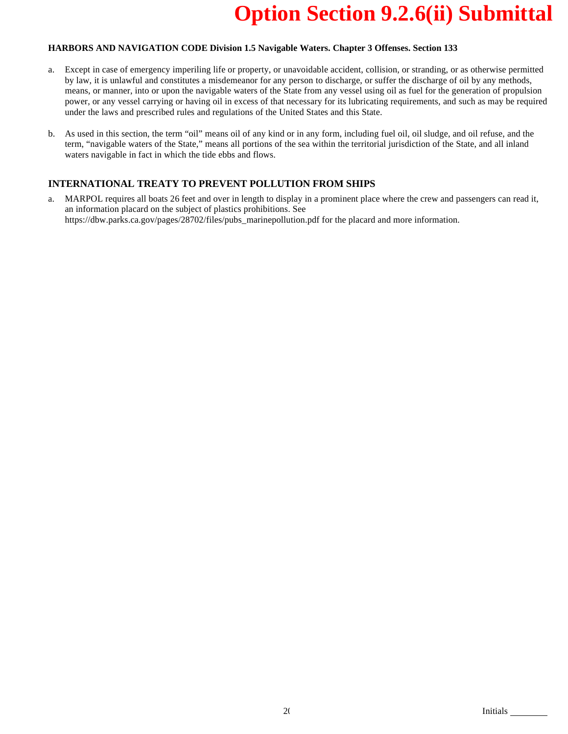# Option Section 9.2.6(ii) Submittal

**HARBORS AND NAVIGATION CODE Division 1.5 Navigable Waters. Chapter 3 Offenses. Section 133**

a. Except in case of emergency imperiling life or property, or unavoidable accident, collision, or stranding, or as otherwise permitted by law, it is unlawful and constitutes a misdemeanor for any person to discharge, or suffer the discharge of oil by any methods, means, or manner, into or upon the navigable waters of the State from any vessel using oil as fuel for the generation of propulsion power, or any vessel carrying or having oil in excess of that necessary for its lubricating requirements, and such as may be required under the laws and prescribed rules and regulations of the United States and this State.

b. As used in this section, the term "oil" means oil of any kind or in any form, including fuel oil, oil sludge, and oil refuse, and the term, "navigable waters of the State," means all portions of the sea within the territorial jurisdiction of the State, and all inland waters navigable in fact in which the tide ebbs and flows.

## INTERNATIONAL TREATY TO PREVENT POLLUTION FROM SHIPS

a. MARPOL requires all boats 26 feet and over in length to display in a prominent place where the crew and passengers can read it, an information placard on the subject of plastics prohibitions. See https://dbw.parks.ca.gov/pages/28702/files/pubs_marinepollution.pdf for the placard and more information.

Initials ________